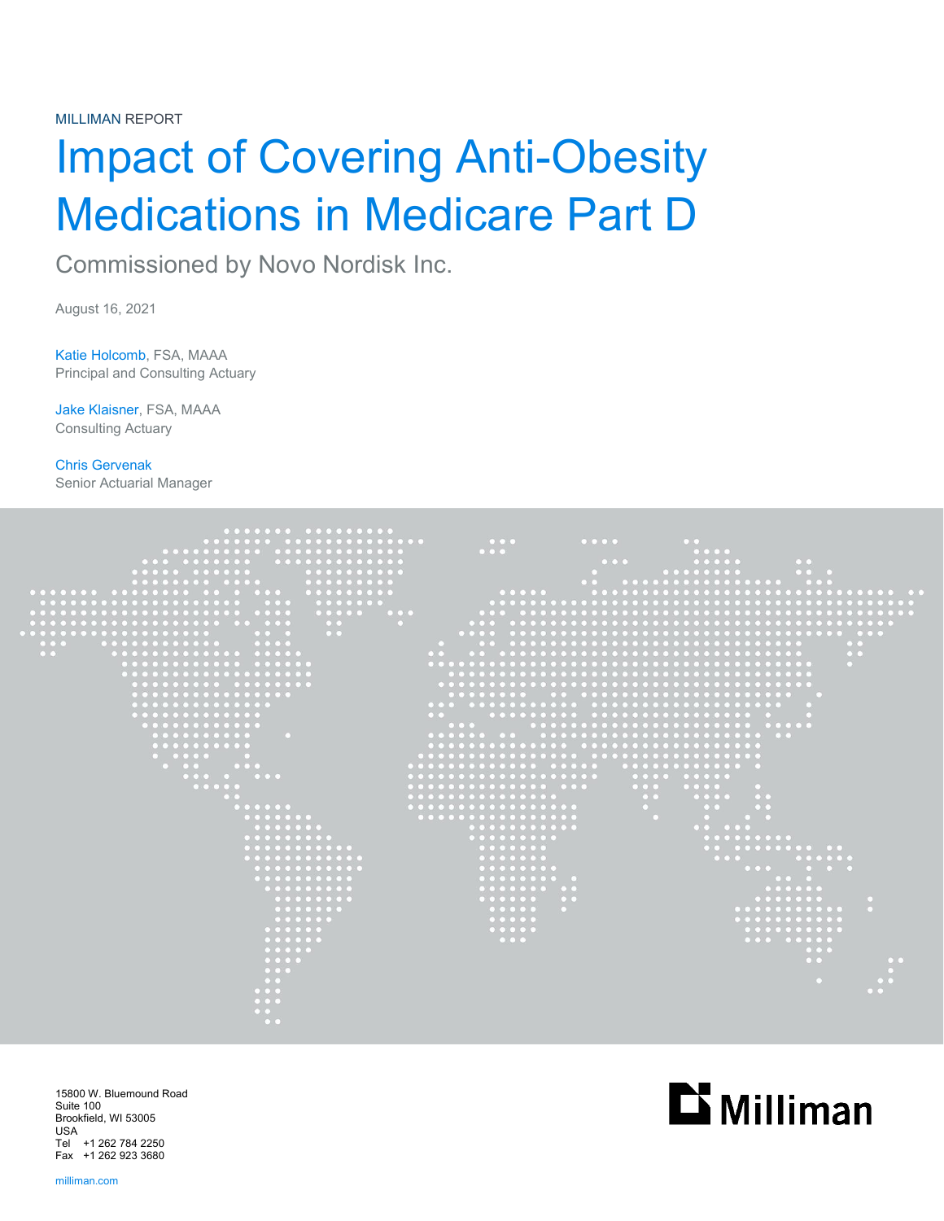MILLIMAN REPORT

# Impact of Covering Anti-Obesity Medications in Medicare Part D

## Commissioned by Novo Nordisk Inc.

August 16, 2021

Katie Holcomb, FSA, MAAA
Principal and Consulting Actuary

Jake Klaisner, FSA, MAAA
Consulting Actuary

Chris Gervenak
Senior Actuarial Manager

15800 W. Bluemound Road
Suite 100
Brookfield, WI 53005
USA
Tel +1 262 784 2250
Fax +1 262 923 3680

milliman.com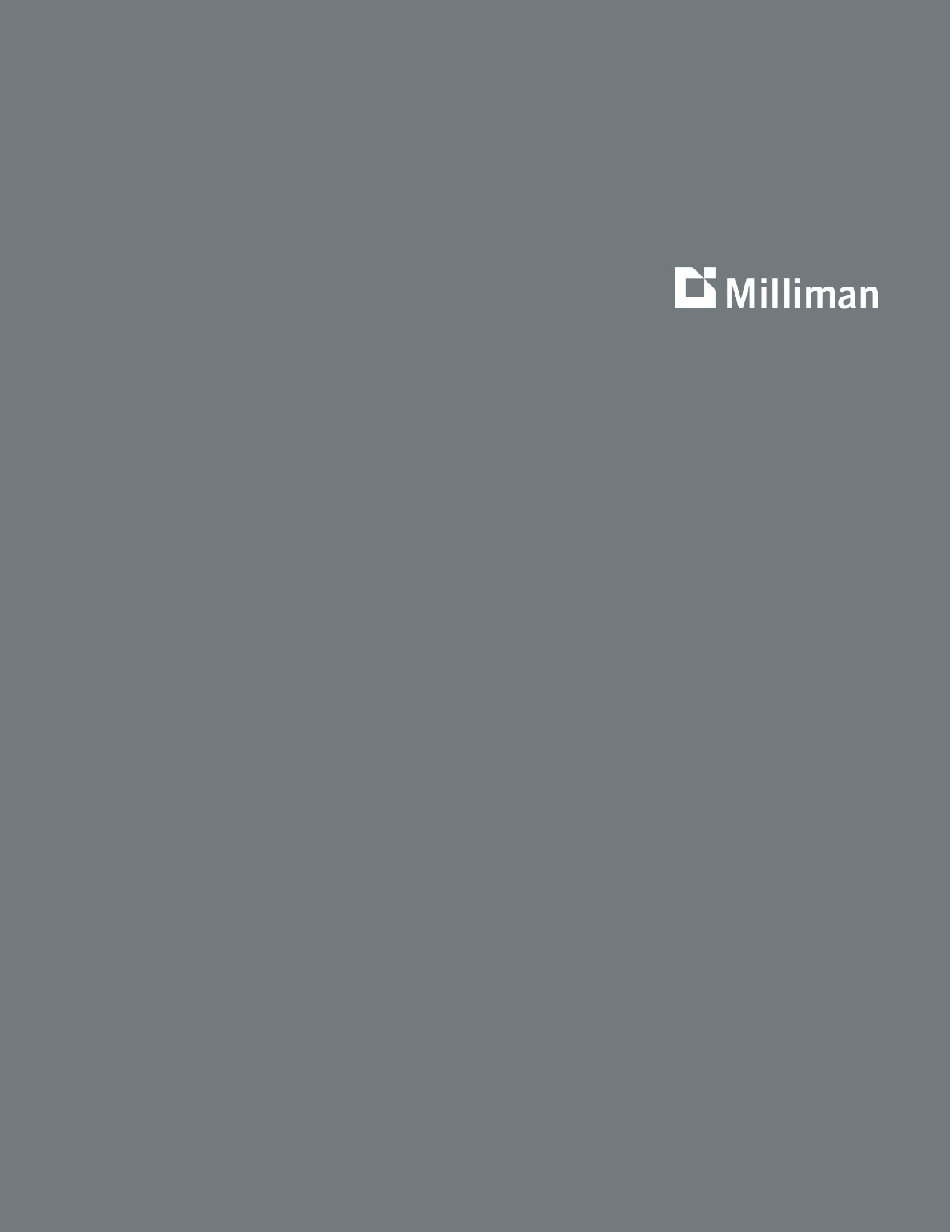Milliman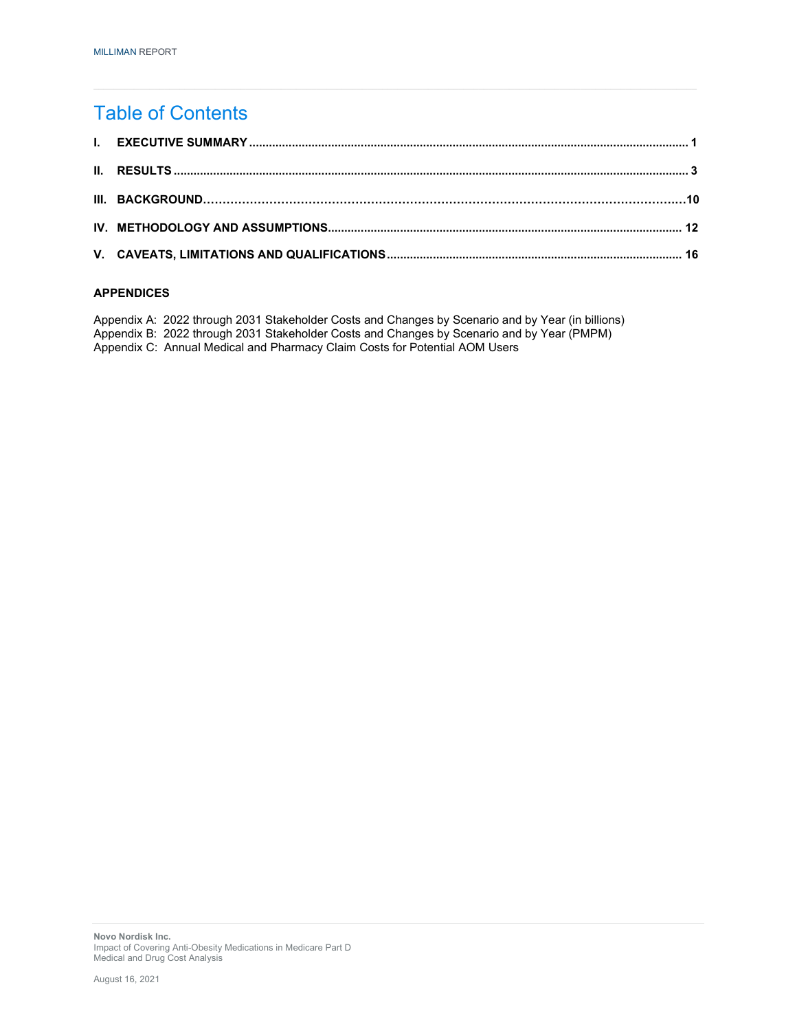# Table of Contents

| | | |
|---|---|---|
| **I.** | **EXECUTIVE SUMMARY** | **1** |
| **II.** | **RESULTS** | **3** |
| **III.** | **BACKGROUND** | **10** |
| **IV.** | **METHODOLOGY AND ASSUMPTIONS** | **12** |
| **V.** | **CAVEATS, LIMITATIONS AND QUALIFICATIONS** | **16** |

**APPENDICES**

Appendix A: 2022 through 2031 Stakeholder Costs and Changes by Scenario and by Year (in billions)
Appendix B: 2022 through 2031 Stakeholder Costs and Changes by Scenario and by Year (PMPM)
Appendix C: Annual Medical and Pharmacy Claim Costs for Potential AOM Users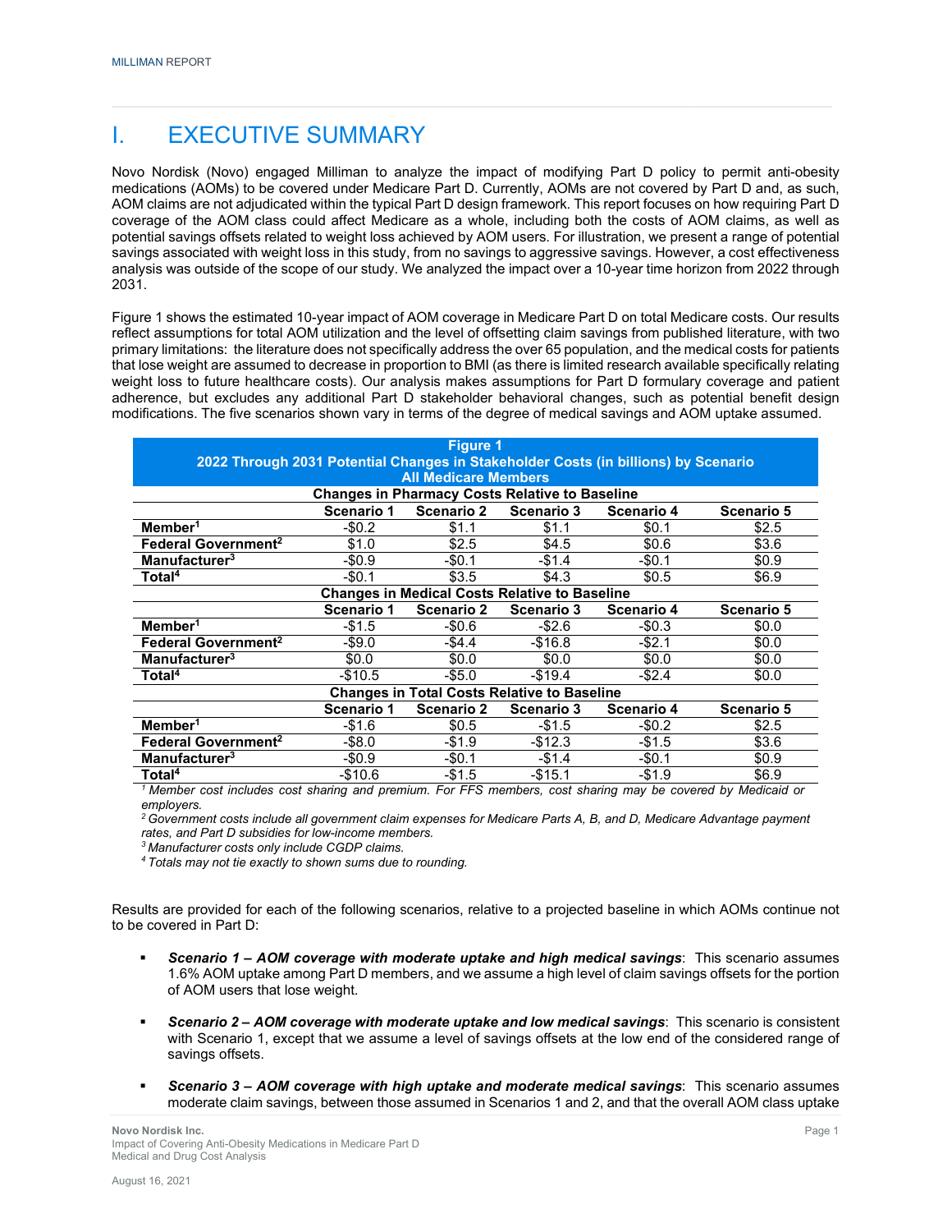# I. EXECUTIVE SUMMARY

Novo Nordisk (Novo) engaged Milliman to analyze the impact of modifying Part D policy to permit anti-obesity medications (AOMs) to be covered under Medicare Part D. Currently, AOMs are not covered by Part D and, as such, AOM claims are not adjudicated within the typical Part D design framework. This report focuses on how requiring Part D coverage of the AOM class could affect Medicare as a whole, including both the costs of AOM claims, as well as potential savings offsets related to weight loss achieved by AOM users. For illustration, we present a range of potential savings associated with weight loss in this study, from no savings to aggressive savings. However, a cost effectiveness analysis was outside of the scope of our study. We analyzed the impact over a 10-year time horizon from 2022 through 2031.

Figure 1 shows the estimated 10-year impact of AOM coverage in Medicare Part D on total Medicare costs. Our results reflect assumptions for total AOM utilization and the level of offsetting claim savings from published literature, with two primary limitations: the literature does not specifically address the over 65 population, and the medical costs for patients that lose weight are assumed to decrease in proportion to BMI (as there is limited research available specifically relating weight loss to future healthcare costs). Our analysis makes assumptions for Part D formulary coverage and patient adherence, but excludes any additional Part D stakeholder behavioral changes, such as potential benefit design modifications. The five scenarios shown vary in terms of the degree of medical savings and AOM uptake assumed.

**Figure 1**
**2022 Through 2031 Potential Changes in Stakeholder Costs (in billions) by Scenario**
**All Medicare Members**

| | Scenario 1 | Scenario 2 | Scenario 3 | Scenario 4 | Scenario 5 |
|---|---|---|---|---|---|
| **Changes in Pharmacy Costs Relative to Baseline** | | | | | |
| **Member[1]** | -$0.2 | $1.1 | $1.1 | $0.1 | $2.5 |
| **Federal Government[2]** | $1.0 | $2.5 | $4.5 | $0.6 | $3.6 |
| **Manufacturer[3]** | -$0.9 | -$0.1 | -$1.4 | -$0.1 | $0.9 |
| **Total[4]** | -$0.1 | $3.5 | $4.3 | $0.5 | $6.9 |
| **Changes in Medical Costs Relative to Baseline** | | | | | |
| **Member[1]** | -$1.5 | -$0.6 | -$2.6 | -$0.3 | $0.0 |
| **Federal Government[2]** | -$9.0 | -$4.4 | -$16.8 | -$2.1 | $0.0 |
| **Manufacturer[3]** | $0.0 | $0.0 | $0.0 | $0.0 | $0.0 |
| **Total[4]** | -$10.5 | -$5.0 | -$19.4 | -$2.4 | $0.0 |
| **Changes in Total Costs Relative to Baseline** | | | | | |
| **Member[1]** | -$1.6 | $0.5 | -$1.5 | -$0.2 | $2.5 |
| **Federal Government[2]** | -$8.0 | -$1.9 | -$12.3 | -$1.5 | $3.6 |
| **Manufacturer[3]** | -$0.9 | -$0.1 | -$1.4 | -$0.1 | $0.9 |
| **Total[4]** | -$10.6 | -$1.5 | -$15.1 | -$1.9 | $6.9 |

*[1] Member cost includes cost sharing and premium. For FFS members, cost sharing may be covered by Medicaid or employers.*
*[2] Government costs include all government claim expenses for Medicare Parts A, B, and D, Medicare Advantage payment rates, and Part D subsidies for low-income members.*
*[3] Manufacturer costs only include CGDP claims.*
*[4] Totals may not tie exactly to shown sums due to rounding.*

Results are provided for each of the following scenarios, relative to a projected baseline in which AOMs continue not to be covered in Part D:

- ***Scenario 1 – AOM coverage with moderate uptake and high medical savings***: This scenario assumes 1.6% AOM uptake among Part D members, and we assume a high level of claim savings offsets for the portion of AOM users that lose weight.
- ***Scenario 2 – AOM coverage with moderate uptake and low medical savings***: This scenario is consistent with Scenario 1, except that we assume a level of savings offsets at the low end of the considered range of savings offsets.
- ***Scenario 3 – AOM coverage with high uptake and moderate medical savings***: This scenario assumes moderate claim savings, between those assumed in Scenarios 1 and 2, and that the overall AOM class uptake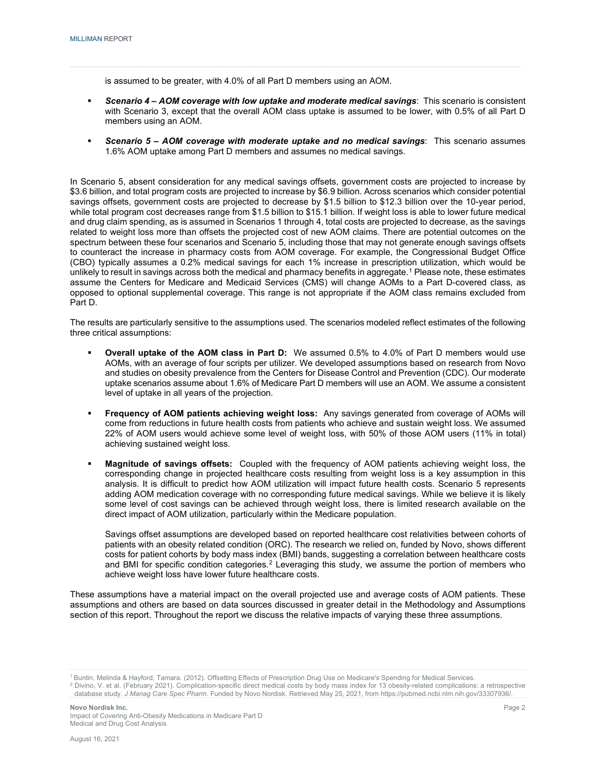is assumed to be greater, with 4.0% of all Part D members using an AOM.

- ***Scenario 4 – AOM coverage with low uptake and moderate medical savings***: This scenario is consistent with Scenario 3, except that the overall AOM class uptake is assumed to be lower, with 0.5% of all Part D members using an AOM.
- ***Scenario 5 – AOM coverage with moderate uptake and no medical savings***: This scenario assumes 1.6% AOM uptake among Part D members and assumes no medical savings.

In Scenario 5, absent consideration for any medical savings offsets, government costs are projected to increase by $3.6 billion, and total program costs are projected to increase by $6.9 billion. Across scenarios which consider potential savings offsets, government costs are projected to decrease by $1.5 billion to $12.3 billion over the 10-year period, while total program cost decreases range from $1.5 billion to $15.1 billion. If weight loss is able to lower future medical and drug claim spending, as is assumed in Scenarios 1 through 4, total costs are projected to decrease, as the savings related to weight loss more than offsets the projected cost of new AOM claims. There are potential outcomes on the spectrum between these four scenarios and Scenario 5, including those that may not generate enough savings offsets to counteract the increase in pharmacy costs from AOM coverage. For example, the Congressional Budget Office (CBO) typically assumes a 0.2% medical savings for each 1% increase in prescription utilization, which would be unlikely to result in savings across both the medical and pharmacy benefits in aggregate.[1] Please note, these estimates assume the Centers for Medicare and Medicaid Services (CMS) will change AOMs to a Part D-covered class, as opposed to optional supplemental coverage. This range is not appropriate if the AOM class remains excluded from Part D.

The results are particularly sensitive to the assumptions used. The scenarios modeled reflect estimates of the following three critical assumptions:

- **Overall uptake of the AOM class in Part D:** We assumed 0.5% to 4.0% of Part D members would use AOMs, with an average of four scripts per utilizer. We developed assumptions based on research from Novo and studies on obesity prevalence from the Centers for Disease Control and Prevention (CDC). Our moderate uptake scenarios assume about 1.6% of Medicare Part D members will use an AOM. We assume a consistent level of uptake in all years of the projection.
- **Frequency of AOM patients achieving weight loss:** Any savings generated from coverage of AOMs will come from reductions in future health costs from patients who achieve and sustain weight loss. We assumed 22% of AOM users would achieve some level of weight loss, with 50% of those AOM users (11% in total) achieving sustained weight loss.
- **Magnitude of savings offsets:** Coupled with the frequency of AOM patients achieving weight loss, the corresponding change in projected healthcare costs resulting from weight loss is a key assumption in this analysis. It is difficult to predict how AOM utilization will impact future health costs. Scenario 5 represents adding AOM medication coverage with no corresponding future medical savings. While we believe it is likely some level of cost savings can be achieved through weight loss, there is limited research available on the direct impact of AOM utilization, particularly within the Medicare population.

  Savings offset assumptions are developed based on reported healthcare cost relativities between cohorts of patients with an obesity related condition (ORC). The research we relied on, funded by Novo, shows different costs for patient cohorts by body mass index (BMI) bands, suggesting a correlation between healthcare costs and BMI for specific condition categories.[2] Leveraging this study, we assume the portion of members who achieve weight loss have lower future healthcare costs.

These assumptions have a material impact on the overall projected use and average costs of AOM patients. These assumptions and others are based on data sources discussed in greater detail in the Methodology and Assumptions section of this report. Throughout the report we discuss the relative impacts of varying these three assumptions.

[1] Buntin, Melinda & Hayford, Tamara. (2012). Offsetting Effects of Prescription Drug Use on Medicare's Spending for Medical Services.

[2] Divino, V. et al. (February 2021). Complication-specific direct medical costs by body mass index for 13 obesity-related complications: a retrospective database study. *J Manag Care Spec Pharm*. Funded by Novo Nordisk. Retrieved May 25, 2021, from https://pubmed.ncbi.nlm.nih.gov/33307936/.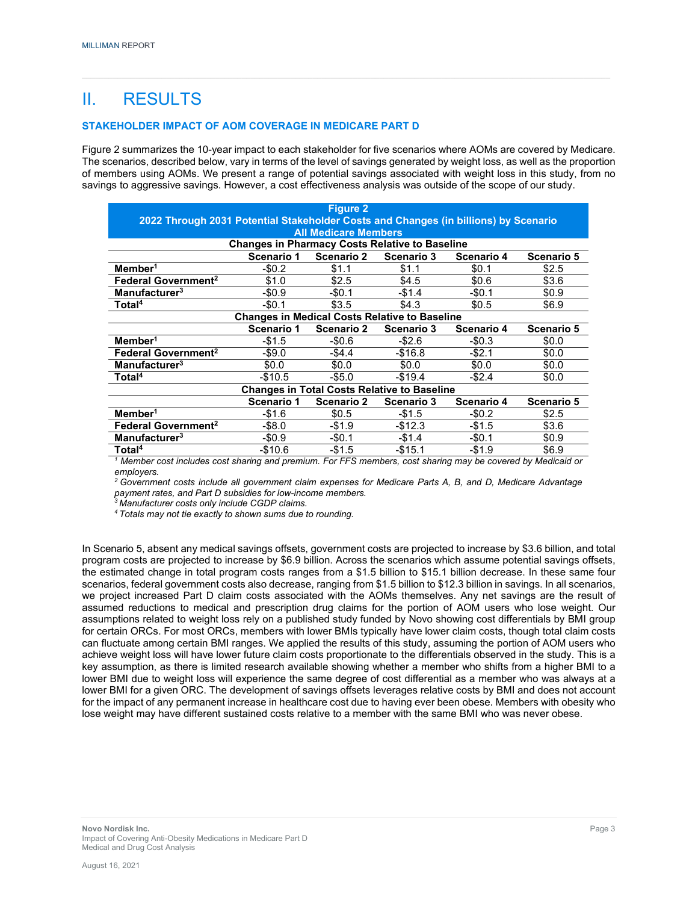# II. RESULTS

### STAKEHOLDER IMPACT OF AOM COVERAGE IN MEDICARE PART D

Figure 2 summarizes the 10-year impact to each stakeholder for five scenarios where AOMs are covered by Medicare. The scenarios, described below, vary in terms of the level of savings generated by weight loss, as well as the proportion of members using AOMs. We present a range of potential savings associated with weight loss in this study, from no savings to aggressive savings. However, a cost effectiveness analysis was outside of the scope of our study.

**Figure 2**
**2022 Through 2031 Potential Stakeholder Costs and Changes (in billions) by Scenario**
**All Medicare Members**

| | Scenario 1 | Scenario 2 | Scenario 3 | Scenario 4 | Scenario 5 |
|---|---|---|---|---|---|
| **Changes in Pharmacy Costs Relative to Baseline** | | | | | |
| **Member[1]** | -$0.2 | $1.1 | $1.1 | $0.1 | $2.5 |
| **Federal Government[2]** | $1.0 | $2.5 | $4.5 | $0.6 | $3.6 |
| **Manufacturer[3]** | -$0.9 | -$0.1 | -$1.4 | -$0.1 | $0.9 |
| **Total[4]** | -$0.1 | $3.5 | $4.3 | $0.5 | $6.9 |
| **Changes in Medical Costs Relative to Baseline** | | | | | |
| **Member[1]** | -$1.5 | -$0.6 | -$2.6 | -$0.3 | $0.0 |
| **Federal Government[2]** | -$9.0 | -$4.4 | -$16.8 | -$2.1 | $0.0 |
| **Manufacturer[3]** | $0.0 | $0.0 | $0.0 | $0.0 | $0.0 |
| **Total[4]** | -$10.5 | -$5.0 | -$19.4 | -$2.4 | $0.0 |
| **Changes in Total Costs Relative to Baseline** | | | | | |
| **Member[1]** | -$1.6 | $0.5 | -$1.5 | -$0.2 | $2.5 |
| **Federal Government[2]** | -$8.0 | -$1.9 | -$12.3 | -$1.5 | $3.6 |
| **Manufacturer[3]** | -$0.9 | -$0.1 | -$1.4 | -$0.1 | $0.9 |
| **Total[4]** | -$10.6 | -$1.5 | -$15.1 | -$1.9 | $6.9 |

*[1] Member cost includes cost sharing and premium. For FFS members, cost sharing may be covered by Medicaid or employers.*
*[2] Government costs include all government claim expenses for Medicare Parts A, B, and D, Medicare Advantage payment rates, and Part D subsidies for low-income members.*
*[3] Manufacturer costs only include CGDP claims.*
*[4] Totals may not tie exactly to shown sums due to rounding.*

In Scenario 5, absent any medical savings offsets, government costs are projected to increase by $3.6 billion, and total program costs are projected to increase by $6.9 billion. Across the scenarios which assume potential savings offsets, the estimated change in total program costs ranges from a $1.5 billion to $15.1 billion decrease. In these same four scenarios, federal government costs also decrease, ranging from $1.5 billion to $12.3 billion in savings. In all scenarios, we project increased Part D claim costs associated with the AOMs themselves. Any net savings are the result of assumed reductions to medical and prescription drug claims for the portion of AOM users who lose weight. Our assumptions related to weight loss rely on a published study funded by Novo showing cost differentials by BMI group for certain ORCs. For most ORCs, members with lower BMIs typically have lower claim costs, though total claim costs can fluctuate among certain BMI ranges. We applied the results of this study, assuming the portion of AOM users who achieve weight loss will have lower future claim costs proportionate to the differentials observed in the study. This is a key assumption, as there is limited research available showing whether a member who shifts from a higher BMI to a lower BMI due to weight loss will experience the same degree of cost differential as a member who was always at a lower BMI for a given ORC. The development of savings offsets leverages relative costs by BMI and does not account for the impact of any permanent increase in healthcare cost due to having ever been obese. Members with obesity who lose weight may have different sustained costs relative to a member with the same BMI who was never obese.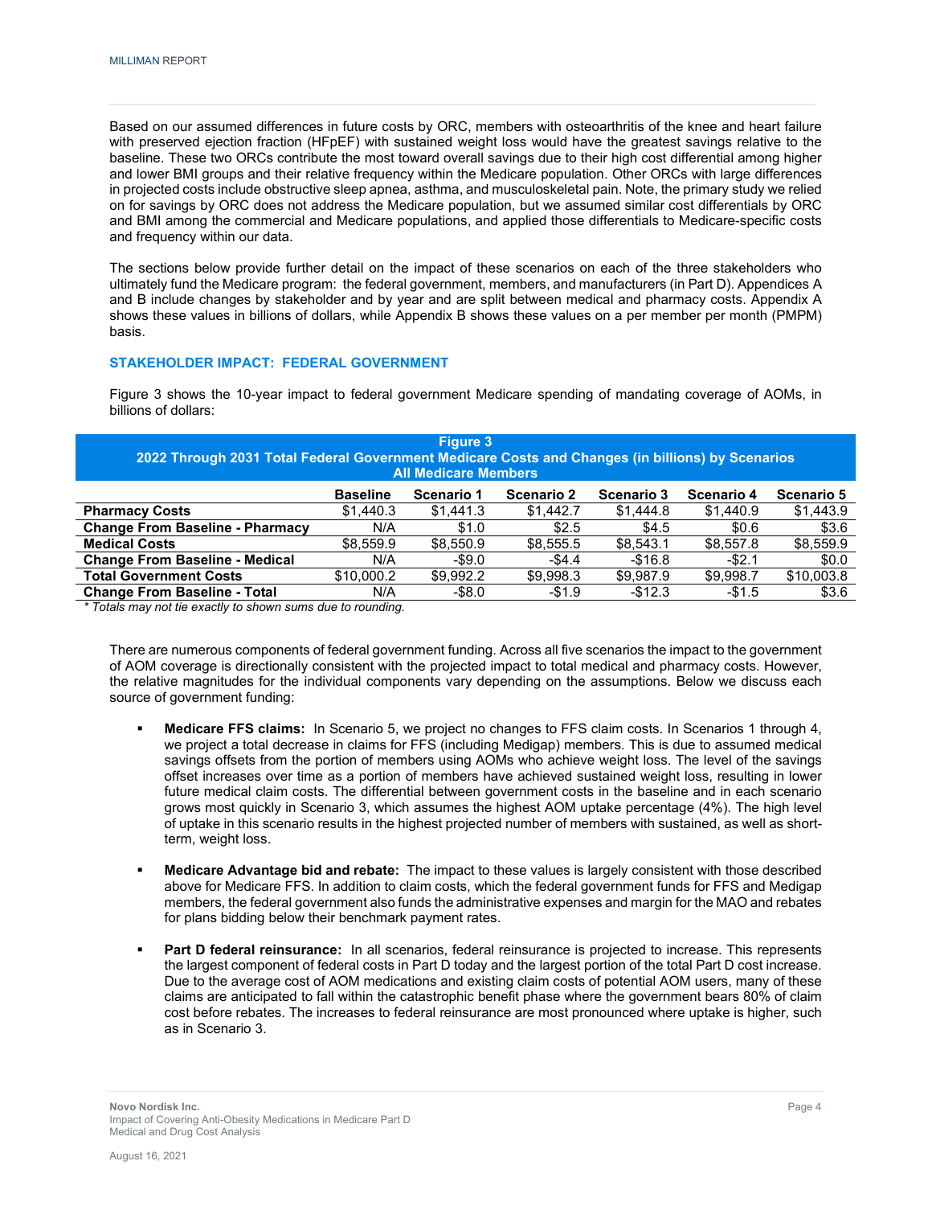Based on our assumed differences in future costs by ORC, members with osteoarthritis of the knee and heart failure with preserved ejection fraction (HFpEF) with sustained weight loss would have the greatest savings relative to the baseline. These two ORCs contribute the most toward overall savings due to their high cost differential among higher and lower BMI groups and their relative frequency within the Medicare population. Other ORCs with large differences in projected costs include obstructive sleep apnea, asthma, and musculoskeletal pain. Note, the primary study we relied on for savings by ORC does not address the Medicare population, but we assumed similar cost differentials by ORC and BMI among the commercial and Medicare populations, and applied those differentials to Medicare-specific costs and frequency within our data.

The sections below provide further detail on the impact of these scenarios on each of the three stakeholders who ultimately fund the Medicare program: the federal government, members, and manufacturers (in Part D). Appendices A and B include changes by stakeholder and by year and are split between medical and pharmacy costs. Appendix A shows these values in billions of dollars, while Appendix B shows these values on a per member per month (PMPM) basis.

### STAKEHOLDER IMPACT: FEDERAL GOVERNMENT

Figure 3 shows the 10-year impact to federal government Medicare spending of mandating coverage of AOMs, in billions of dollars:

**Figure 3**
**2022 Through 2031 Total Federal Government Medicare Costs and Changes (in billions) by Scenarios**
**All Medicare Members**

| | Baseline | Scenario 1 | Scenario 2 | Scenario 3 | Scenario 4 | Scenario 5 |
|---|---|---|---|---|---|---|
| **Pharmacy Costs** | $1,440.3 | $1,441.3 | $1,442.7 | $1,444.8 | $1,440.9 | $1,443.9 |
| **Change From Baseline - Pharmacy** | N/A | $1.0 | $2.5 | $4.5 | $0.6 | $3.6 |
| **Medical Costs** | $8,559.9 | $8,550.9 | $8,555.5 | $8,543.1 | $8,557.8 | $8,559.9 |
| **Change From Baseline - Medical** | N/A | -$9.0 | -$4.4 | -$16.8 | -$2.1 | $0.0 |
| **Total Government Costs** | $10,000.2 | $9,992.2 | $9,998.3 | $9,987.9 | $9,998.7 | $10,003.8 |
| **Change From Baseline - Total** | N/A | -$8.0 | -$1.9 | -$12.3 | -$1.5 | $3.6 |

*\* Totals may not tie exactly to shown sums due to rounding.*

There are numerous components of federal government funding. Across all five scenarios the impact to the government of AOM coverage is directionally consistent with the projected impact to total medical and pharmacy costs. However, the relative magnitudes for the individual components vary depending on the assumptions. Below we discuss each source of government funding:

- **Medicare FFS claims:** In Scenario 5, we project no changes to FFS claim costs. In Scenarios 1 through 4, we project a total decrease in claims for FFS (including Medigap) members. This is due to assumed medical savings offsets from the portion of members using AOMs who achieve weight loss. The level of the savings offset increases over time as a portion of members have achieved sustained weight loss, resulting in lower future medical claim costs. The differential between government costs in the baseline and in each scenario grows most quickly in Scenario 3, which assumes the highest AOM uptake percentage (4%). The high level of uptake in this scenario results in the highest projected number of members with sustained, as well as short-term, weight loss.

- **Medicare Advantage bid and rebate:** The impact to these values is largely consistent with those described above for Medicare FFS. In addition to claim costs, which the federal government funds for FFS and Medigap members, the federal government also funds the administrative expenses and margin for the MAO and rebates for plans bidding below their benchmark payment rates.

- **Part D federal reinsurance:** In all scenarios, federal reinsurance is projected to increase. This represents the largest component of federal costs in Part D today and the largest portion of the total Part D cost increase. Due to the average cost of AOM medications and existing claim costs of potential AOM users, many of these claims are anticipated to fall within the catastrophic benefit phase where the government bears 80% of claim cost before rebates. The increases to federal reinsurance are most pronounced where uptake is higher, such as in Scenario 3.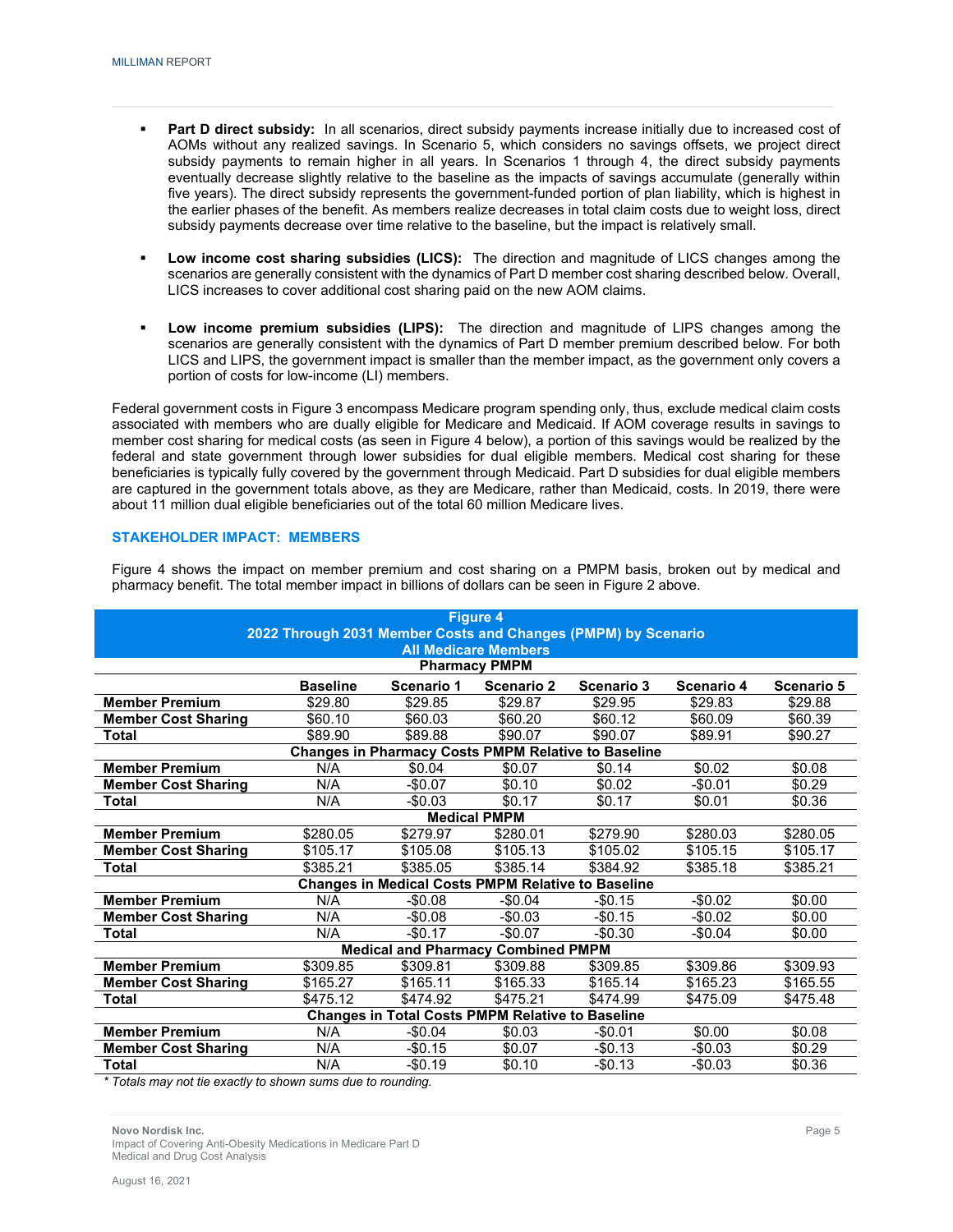- **Part D direct subsidy:** In all scenarios, direct subsidy payments increase initially due to increased cost of AOMs without any realized savings. In Scenario 5, which considers no savings offsets, we project direct subsidy payments to remain higher in all years. In Scenarios 1 through 4, the direct subsidy payments eventually decrease slightly relative to the baseline as the impacts of savings accumulate (generally within five years). The direct subsidy represents the government-funded portion of plan liability, which is highest in the earlier phases of the benefit. As members realize decreases in total claim costs due to weight loss, direct subsidy payments decrease over time relative to the baseline, but the impact is relatively small.

- **Low income cost sharing subsidies (LICS):** The direction and magnitude of LICS changes among the scenarios are generally consistent with the dynamics of Part D member cost sharing described below. Overall, LICS increases to cover additional cost sharing paid on the new AOM claims.

- **Low income premium subsidies (LIPS):** The direction and magnitude of LIPS changes among the scenarios are generally consistent with the dynamics of Part D member premium described below. For both LICS and LIPS, the government impact is smaller than the member impact, as the government only covers a portion of costs for low-income (LI) members.

Federal government costs in Figure 3 encompass Medicare program spending only, thus, exclude medical claim costs associated with members who are dually eligible for Medicare and Medicaid. If AOM coverage results in savings to member cost sharing for medical costs (as seen in Figure 4 below), a portion of this savings would be realized by the federal and state government through lower subsidies for dual eligible members. Medical cost sharing for these beneficiaries is typically fully covered by the government through Medicaid. Part D subsidies for dual eligible members are captured in the government totals above, as they are Medicare, rather than Medicaid, costs. In 2019, there were about 11 million dual eligible beneficiaries out of the total 60 million Medicare lives.

## STAKEHOLDER IMPACT: MEMBERS

Figure 4 shows the impact on member premium and cost sharing on a PMPM basis, broken out by medical and pharmacy benefit. The total member impact in billions of dollars can be seen in Figure 2 above.

**Figure 4**
**2022 Through 2031 Member Costs and Changes (PMPM) by Scenario**
**All Medicare Members**

| | Baseline | Scenario 1 | Scenario 2 | Scenario 3 | Scenario 4 | Scenario 5 |
|---|---|---|---|---|---|---|
| **Pharmacy PMPM** | | | | | | |
| **Member Premium** | $29.80 | $29.85 | $29.87 | $29.95 | $29.83 | $29.88 |
| **Member Cost Sharing** | $60.10 | $60.03 | $60.20 | $60.12 | $60.09 | $60.39 |
| **Total** | $89.90 | $89.88 | $90.07 | $90.07 | $89.91 | $90.27 |
| **Changes in Pharmacy Costs PMPM Relative to Baseline** | | | | | | |
| **Member Premium** | N/A | $0.04 | $0.07 | $0.14 | $0.02 | $0.08 |
| **Member Cost Sharing** | N/A | -$0.07 | $0.10 | $0.02 | -$0.01 | $0.29 |
| **Total** | N/A | -$0.03 | $0.17 | $0.17 | $0.01 | $0.36 |
| **Medical PMPM** | | | | | | |
| **Member Premium** | $280.05 | $279.97 | $280.01 | $279.90 | $280.03 | $280.05 |
| **Member Cost Sharing** | $105.17 | $105.08 | $105.13 | $105.02 | $105.15 | $105.17 |
| **Total** | $385.21 | $385.05 | $385.14 | $384.92 | $385.18 | $385.21 |
| **Changes in Medical Costs PMPM Relative to Baseline** | | | | | | |
| **Member Premium** | N/A | -$0.08 | -$0.04 | -$0.15 | -$0.02 | $0.00 |
| **Member Cost Sharing** | N/A | -$0.08 | -$0.03 | -$0.15 | -$0.02 | $0.00 |
| **Total** | N/A | -$0.17 | -$0.07 | -$0.30 | -$0.04 | $0.00 |
| **Medical and Pharmacy Combined PMPM** | | | | | | |
| **Member Premium** | $309.85 | $309.81 | $309.88 | $309.85 | $309.86 | $309.93 |
| **Member Cost Sharing** | $165.27 | $165.11 | $165.33 | $165.14 | $165.23 | $165.55 |
| **Total** | $475.12 | $474.92 | $475.21 | $474.99 | $475.09 | $475.48 |
| **Changes in Total Costs PMPM Relative to Baseline** | | | | | | |
| **Member Premium** | N/A | -$0.04 | $0.03 | -$0.01 | $0.00 | $0.08 |
| **Member Cost Sharing** | N/A | -$0.15 | $0.07 | -$0.13 | -$0.03 | $0.29 |
| **Total** | N/A | -$0.19 | $0.10 | -$0.13 | -$0.03 | $0.36 |

*\* Totals may not tie exactly to shown sums due to rounding.*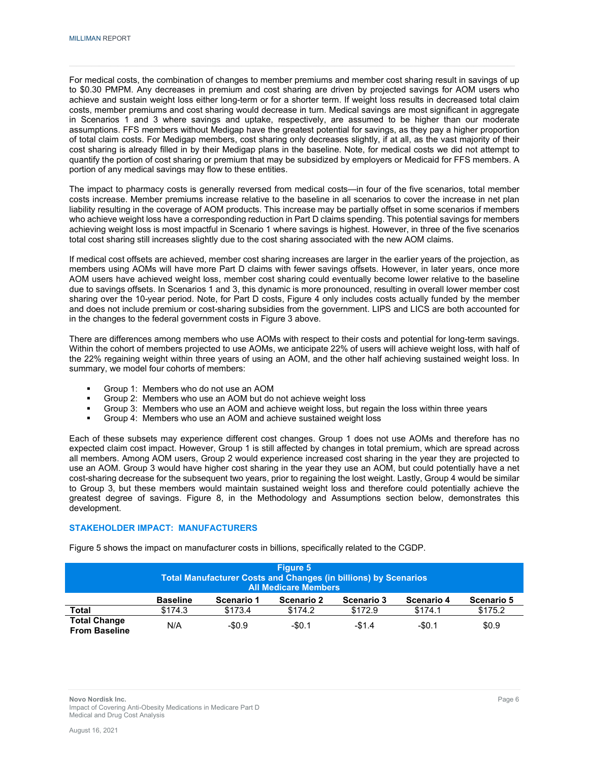For medical costs, the combination of changes to member premiums and member cost sharing result in savings of up to $0.30 PMPM. Any decreases in premium and cost sharing are driven by projected savings for AOM users who achieve and sustain weight loss either long-term or for a shorter term. If weight loss results in decreased total claim costs, member premiums and cost sharing would decrease in turn. Medical savings are most significant in aggregate in Scenarios 1 and 3 where savings and uptake, respectively, are assumed to be higher than our moderate assumptions. FFS members without Medigap have the greatest potential for savings, as they pay a higher proportion of total claim costs. For Medigap members, cost sharing only decreases slightly, if at all, as the vast majority of their cost sharing is already filled in by their Medigap plans in the baseline. Note, for medical costs we did not attempt to quantify the portion of cost sharing or premium that may be subsidized by employers or Medicaid for FFS members. A portion of any medical savings may flow to these entities.

The impact to pharmacy costs is generally reversed from medical costs—in four of the five scenarios, total member costs increase. Member premiums increase relative to the baseline in all scenarios to cover the increase in net plan liability resulting in the coverage of AOM products. This increase may be partially offset in some scenarios if members who achieve weight loss have a corresponding reduction in Part D claims spending. This potential savings for members achieving weight loss is most impactful in Scenario 1 where savings is highest. However, in three of the five scenarios total cost sharing still increases slightly due to the cost sharing associated with the new AOM claims.

If medical cost offsets are achieved, member cost sharing increases are larger in the earlier years of the projection, as members using AOMs will have more Part D claims with fewer savings offsets. However, in later years, once more AOM users have achieved weight loss, member cost sharing could eventually become lower relative to the baseline due to savings offsets. In Scenarios 1 and 3, this dynamic is more pronounced, resulting in overall lower member cost sharing over the 10-year period. Note, for Part D costs, Figure 4 only includes costs actually funded by the member and does not include premium or cost-sharing subsidies from the government. LIPS and LICS are both accounted for in the changes to the federal government costs in Figure 3 above.

There are differences among members who use AOMs with respect to their costs and potential for long-term savings. Within the cohort of members projected to use AOMs, we anticipate 22% of users will achieve weight loss, with half of the 22% regaining weight within three years of using an AOM, and the other half achieving sustained weight loss. In summary, we model four cohorts of members:

- Group 1: Members who do not use an AOM
- Group 2: Members who use an AOM but do not achieve weight loss
- Group 3: Members who use an AOM and achieve weight loss, but regain the loss within three years
- Group 4: Members who use an AOM and achieve sustained weight loss

Each of these subsets may experience different cost changes. Group 1 does not use AOMs and therefore has no expected claim cost impact. However, Group 1 is still affected by changes in total premium, which are spread across all members. Among AOM users, Group 2 would experience increased cost sharing in the year they are projected to use an AOM. Group 3 would have higher cost sharing in the year they use an AOM, but could potentially have a net cost-sharing decrease for the subsequent two years, prior to regaining the lost weight. Lastly, Group 4 would be similar to Group 3, but these members would maintain sustained weight loss and therefore could potentially achieve the greatest degree of savings. Figure 8, in the Methodology and Assumptions section below, demonstrates this development.

## STAKEHOLDER IMPACT: MANUFACTURERS

Figure 5 shows the impact on manufacturer costs in billions, specifically related to the CGDP.

**Figure 5**
**Total Manufacturer Costs and Changes (in billions) by Scenarios**
**All Medicare Members**

| | Baseline | Scenario 1 | Scenario 2 | Scenario 3 | Scenario 4 | Scenario 5 |
|---|---|---|---|---|---|---|
| **Total** | $174.3 | $173.4 | $174.2 | $172.9 | $174.1 | $175.2 |
| **Total Change From Baseline** | N/A | -$0.9 | -$0.1 | -$1.4 | -$0.1 | $0.9 |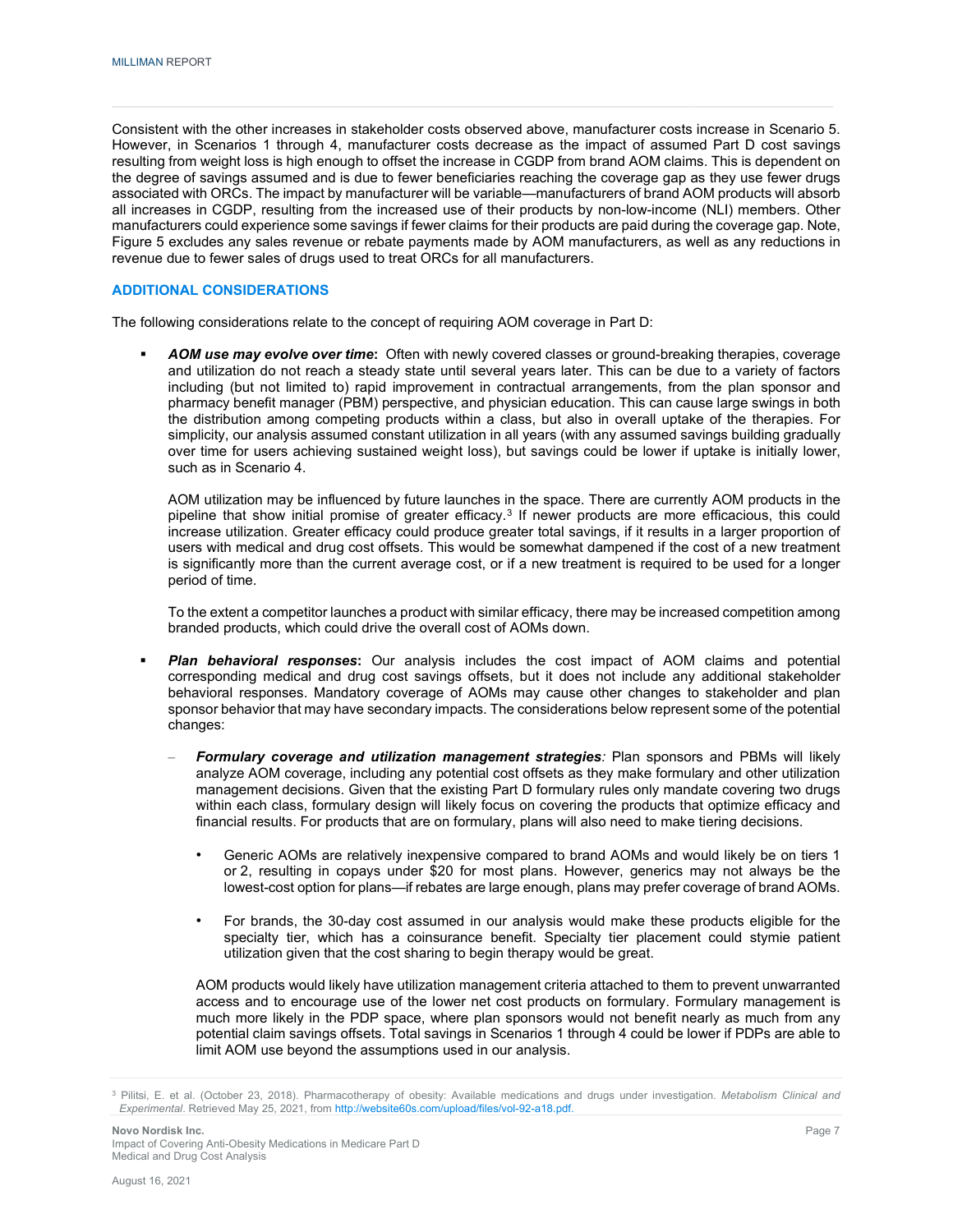Consistent with the other increases in stakeholder costs observed above, manufacturer costs increase in Scenario 5. However, in Scenarios 1 through 4, manufacturer costs decrease as the impact of assumed Part D cost savings resulting from weight loss is high enough to offset the increase in CGDP from brand AOM claims. This is dependent on the degree of savings assumed and is due to fewer beneficiaries reaching the coverage gap as they use fewer drugs associated with ORCs. The impact by manufacturer will be variable—manufacturers of brand AOM products will absorb all increases in CGDP, resulting from the increased use of their products by non-low-income (NLI) members. Other manufacturers could experience some savings if fewer claims for their products are paid during the coverage gap. Note, Figure 5 excludes any sales revenue or rebate payments made by AOM manufacturers, as well as any reductions in revenue due to fewer sales of drugs used to treat ORCs for all manufacturers.

## ADDITIONAL CONSIDERATIONS

The following considerations relate to the concept of requiring AOM coverage in Part D:

- ***AOM use may evolve over time*:** Often with newly covered classes or ground-breaking therapies, coverage and utilization do not reach a steady state until several years later. This can be due to a variety of factors including (but not limited to) rapid improvement in contractual arrangements, from the plan sponsor and pharmacy benefit manager (PBM) perspective, and physician education. This can cause large swings in both the distribution among competing products within a class, but also in overall uptake of the therapies. For simplicity, our analysis assumed constant utilization in all years (with any assumed savings building gradually over time for users achieving sustained weight loss), but savings could be lower if uptake is initially lower, such as in Scenario 4.

  AOM utilization may be influenced by future launches in the space. There are currently AOM products in the pipeline that show initial promise of greater efficacy.[3] If newer products are more efficacious, this could increase utilization. Greater efficacy could produce greater total savings, if it results in a larger proportion of users with medical and drug cost offsets. This would be somewhat dampened if the cost of a new treatment is significantly more than the current average cost, or if a new treatment is required to be used for a longer period of time.

  To the extent a competitor launches a product with similar efficacy, there may be increased competition among branded products, which could drive the overall cost of AOMs down.

- ***Plan behavioral responses*:** Our analysis includes the cost impact of AOM claims and potential corresponding medical and drug cost savings offsets, but it does not include any additional stakeholder behavioral responses. Mandatory coverage of AOMs may cause other changes to stakeholder and plan sponsor behavior that may have secondary impacts. The considerations below represent some of the potential changes:

  - ***Formulary coverage and utilization management strategies**:* Plan sponsors and PBMs will likely analyze AOM coverage, including any potential cost offsets as they make formulary and other utilization management decisions. Given that the existing Part D formulary rules only mandate covering two drugs within each class, formulary design will likely focus on covering the products that optimize efficacy and financial results. For products that are on formulary, plans will also need to make tiering decisions.

    - Generic AOMs are relatively inexpensive compared to brand AOMs and would likely be on tiers 1 or 2, resulting in copays under $20 for most plans. However, generics may not always be the lowest-cost option for plans—if rebates are large enough, plans may prefer coverage of brand AOMs.

    - For brands, the 30-day cost assumed in our analysis would make these products eligible for the specialty tier, which has a coinsurance benefit. Specialty tier placement could stymie patient utilization given that the cost sharing to begin therapy would be great.

    AOM products would likely have utilization management criteria attached to them to prevent unwarranted access and to encourage use of the lower net cost products on formulary. Formulary management is much more likely in the PDP space, where plan sponsors would not benefit nearly as much from any potential claim savings offsets. Total savings in Scenarios 1 through 4 could be lower if PDPs are able to limit AOM use beyond the assumptions used in our analysis.

---

[3] Pilitsi, E. et al. (October 23, 2018). Pharmacotherapy of obesity: Available medications and drugs under investigation. *Metabolism Clinical and Experimental*. Retrieved May 25, 2021, from http://website60s.com/upload/files/vol-92-a18.pdf.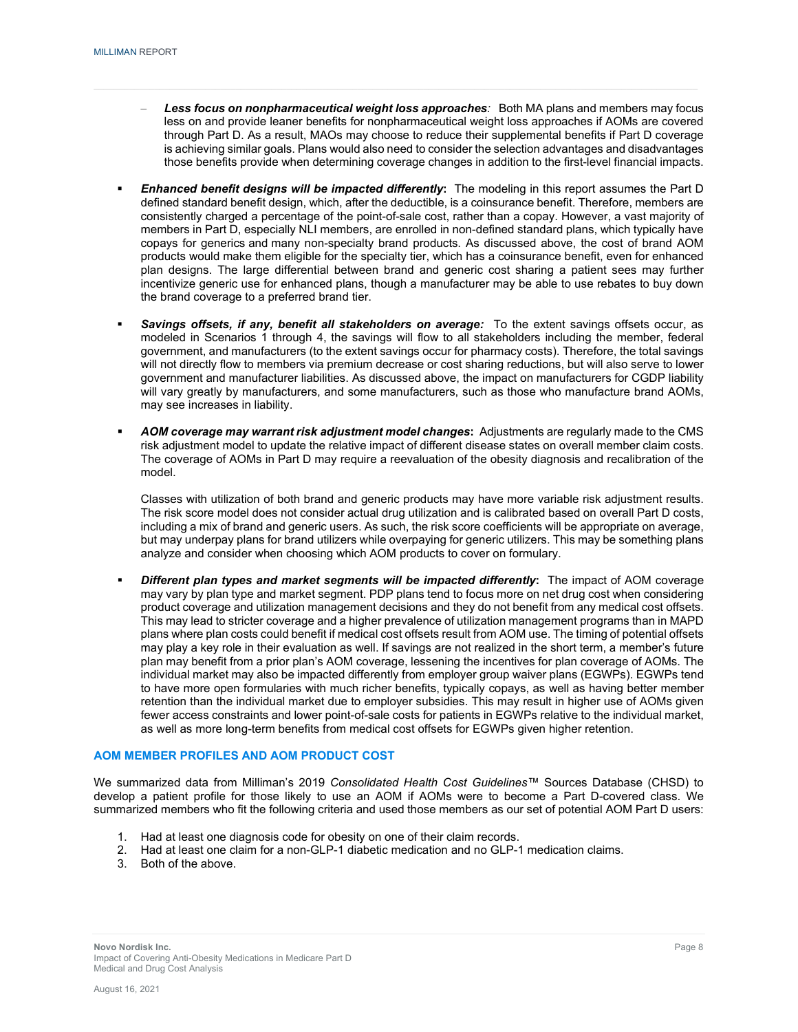- *Less focus on nonpharmaceutical weight loss approaches:* Both MA plans and members may focus less on and provide leaner benefits for nonpharmaceutical weight loss approaches if AOMs are covered through Part D. As a result, MAOs may choose to reduce their supplemental benefits if Part D coverage is achieving similar goals. Plans would also need to consider the selection advantages and disadvantages those benefits provide when determining coverage changes in addition to the first-level financial impacts.

- ***Enhanced benefit designs will be impacted differently*:** The modeling in this report assumes the Part D defined standard benefit design, which, after the deductible, is a coinsurance benefit. Therefore, members are consistently charged a percentage of the point-of-sale cost, rather than a copay. However, a vast majority of members in Part D, especially NLI members, are enrolled in non-defined standard plans, which typically have copays for generics and many non-specialty brand products. As discussed above, the cost of brand AOM products would make them eligible for the specialty tier, which has a coinsurance benefit, even for enhanced plan designs. The large differential between brand and generic cost sharing a patient sees may further incentivize generic use for enhanced plans, though a manufacturer may be able to use rebates to buy down the brand coverage to a preferred brand tier.

- ***Savings offsets, if any, benefit all stakeholders on average:*** To the extent savings offsets occur, as modeled in Scenarios 1 through 4, the savings will flow to all stakeholders including the member, federal government, and manufacturers (to the extent savings occur for pharmacy costs). Therefore, the total savings will not directly flow to members via premium decrease or cost sharing reductions, but will also serve to lower government and manufacturer liabilities. As discussed above, the impact on manufacturers for CGDP liability will vary greatly by manufacturers, and some manufacturers, such as those who manufacture brand AOMs, may see increases in liability.

- ***AOM coverage may warrant risk adjustment model changes*:** Adjustments are regularly made to the CMS risk adjustment model to update the relative impact of different disease states on overall member claim costs. The coverage of AOMs in Part D may require a reevaluation of the obesity diagnosis and recalibration of the model.

  Classes with utilization of both brand and generic products may have more variable risk adjustment results. The risk score model does not consider actual drug utilization and is calibrated based on overall Part D costs, including a mix of brand and generic users. As such, the risk score coefficients will be appropriate on average, but may underpay plans for brand utilizers while overpaying for generic utilizers. This may be something plans analyze and consider when choosing which AOM products to cover on formulary.

- ***Different plan types and market segments will be impacted differently*:** The impact of AOM coverage may vary by plan type and market segment. PDP plans tend to focus more on net drug cost when considering product coverage and utilization management decisions and they do not benefit from any medical cost offsets. This may lead to stricter coverage and a higher prevalence of utilization management programs than in MAPD plans where plan costs could benefit if medical cost offsets result from AOM use. The timing of potential offsets may play a key role in their evaluation as well. If savings are not realized in the short term, a member's future plan may benefit from a prior plan's AOM coverage, lessening the incentives for plan coverage of AOMs. The individual market may also be impacted differently from employer group waiver plans (EGWPs). EGWPs tend to have more open formularies with much richer benefits, typically copays, as well as having better member retention than the individual market due to employer subsidies. This may result in higher use of AOMs given fewer access constraints and lower point-of-sale costs for patients in EGWPs relative to the individual market, as well as more long-term benefits from medical cost offsets for EGWPs given higher retention.

## AOM MEMBER PROFILES AND AOM PRODUCT COST

We summarized data from Milliman's 2019 *Consolidated Health Cost Guidelines™* Sources Database (CHSD) to develop a patient profile for those likely to use an AOM if AOMs were to become a Part D-covered class. We summarized members who fit the following criteria and used those members as our set of potential AOM Part D users:

1. Had at least one diagnosis code for obesity on one of their claim records.
2. Had at least one claim for a non-GLP-1 diabetic medication and no GLP-1 medication claims.
3. Both of the above.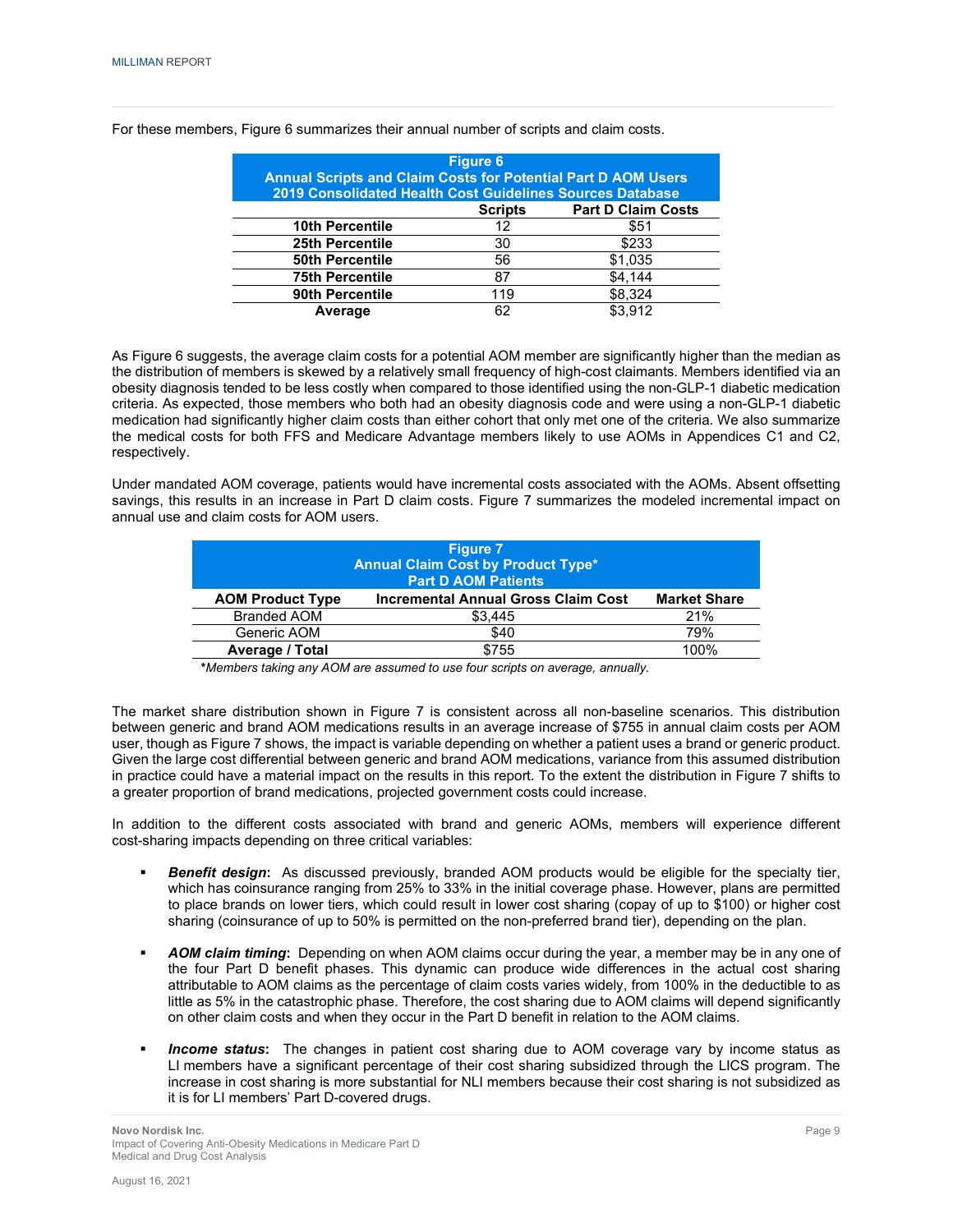For these members, Figure 6 summarizes their annual number of scripts and claim costs.

**Figure 6**
**Annual Scripts and Claim Costs for Potential Part D AOM Users**
**2019 Consolidated Health Cost Guidelines Sources Database**

| | Scripts | Part D Claim Costs |
|---|---|---|
| **10th Percentile** | 12 | $51 |
| **25th Percentile** | 30 | $233 |
| **50th Percentile** | 56 | $1,035 |
| **75th Percentile** | 87 | $4,144 |
| **90th Percentile** | 119 | $8,324 |
| **Average** | 62 | $3,912 |

As Figure 6 suggests, the average claim costs for a potential AOM member are significantly higher than the median as the distribution of members is skewed by a relatively small frequency of high-cost claimants. Members identified via an obesity diagnosis tended to be less costly when compared to those identified using the non-GLP-1 diabetic medication criteria. As expected, those members who both had an obesity diagnosis code and were using a non-GLP-1 diabetic medication had significantly higher claim costs than either cohort that only met one of the criteria. We also summarize the medical costs for both FFS and Medicare Advantage members likely to use AOMs in Appendices C1 and C2, respectively.

Under mandated AOM coverage, patients would have incremental costs associated with the AOMs. Absent offsetting savings, this results in an increase in Part D claim costs. Figure 7 summarizes the modeled incremental impact on annual use and claim costs for AOM users.

**Figure 7**
**Annual Claim Cost by Product Type***
**Part D AOM Patients**

| AOM Product Type | Incremental Annual Gross Claim Cost | Market Share |
|---|---|---|
| Branded AOM | $3,445 | 21% |
| Generic AOM | $40 | 79% |
| **Average / Total** | $755 | 100% |

**Members taking any AOM are assumed to use four scripts on average, annually.*

The market share distribution shown in Figure 7 is consistent across all non-baseline scenarios. This distribution between generic and brand AOM medications results in an average increase of $755 in annual claim costs per AOM user, though as Figure 7 shows, the impact is variable depending on whether a patient uses a brand or generic product. Given the large cost differential between generic and brand AOM medications, variance from this assumed distribution in practice could have a material impact on the results in this report. To the extent the distribution in Figure 7 shifts to a greater proportion of brand medications, projected government costs could increase.

In addition to the different costs associated with brand and generic AOMs, members will experience different cost-sharing impacts depending on three critical variables:

- ***Benefit design*:** As discussed previously, branded AOM products would be eligible for the specialty tier, which has coinsurance ranging from 25% to 33% in the initial coverage phase. However, plans are permitted to place brands on lower tiers, which could result in lower cost sharing (copay of up to $100) or higher cost sharing (coinsurance of up to 50% is permitted on the non-preferred brand tier), depending on the plan.
- ***AOM claim timing*:** Depending on when AOM claims occur during the year, a member may be in any one of the four Part D benefit phases. This dynamic can produce wide differences in the actual cost sharing attributable to AOM claims as the percentage of claim costs varies widely, from 100% in the deductible to as little as 5% in the catastrophic phase. Therefore, the cost sharing due to AOM claims will depend significantly on other claim costs and when they occur in the Part D benefit in relation to the AOM claims.
- ***Income status*:** The changes in patient cost sharing due to AOM coverage vary by income status as LI members have a significant percentage of their cost sharing subsidized through the LICS program. The increase in cost sharing is more substantial for NLI members because their cost sharing is not subsidized as it is for LI members' Part D-covered drugs.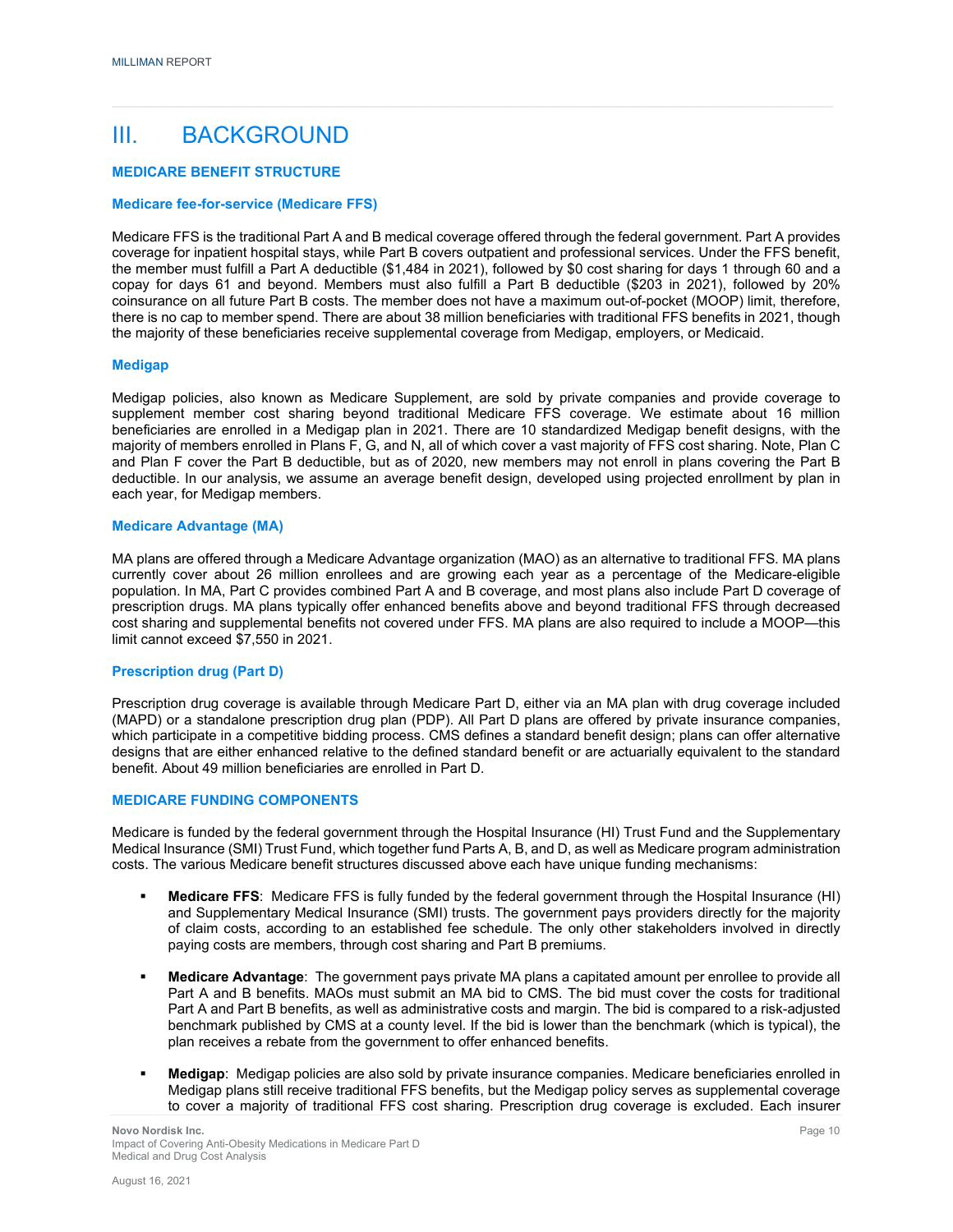# III. BACKGROUND

## MEDICARE BENEFIT STRUCTURE

### Medicare fee-for-service (Medicare FFS)

Medicare FFS is the traditional Part A and B medical coverage offered through the federal government. Part A provides coverage for inpatient hospital stays, while Part B covers outpatient and professional services. Under the FFS benefit, the member must fulfill a Part A deductible ($1,484 in 2021), followed by $0 cost sharing for days 1 through 60 and a copay for days 61 and beyond. Members must also fulfill a Part B deductible ($203 in 2021), followed by 20% coinsurance on all future Part B costs. The member does not have a maximum out-of-pocket (MOOP) limit, therefore, there is no cap to member spend. There are about 38 million beneficiaries with traditional FFS benefits in 2021, though the majority of these beneficiaries receive supplemental coverage from Medigap, employers, or Medicaid.

### Medigap

Medigap policies, also known as Medicare Supplement, are sold by private companies and provide coverage to supplement member cost sharing beyond traditional Medicare FFS coverage. We estimate about 16 million beneficiaries are enrolled in a Medigap plan in 2021. There are 10 standardized Medigap benefit designs, with the majority of members enrolled in Plans F, G, and N, all of which cover a vast majority of FFS cost sharing. Note, Plan C and Plan F cover the Part B deductible, but as of 2020, new members may not enroll in plans covering the Part B deductible. In our analysis, we assume an average benefit design, developed using projected enrollment by plan in each year, for Medigap members.

### Medicare Advantage (MA)

MA plans are offered through a Medicare Advantage organization (MAO) as an alternative to traditional FFS. MA plans currently cover about 26 million enrollees and are growing each year as a percentage of the Medicare-eligible population. In MA, Part C provides combined Part A and B coverage, and most plans also include Part D coverage of prescription drugs. MA plans typically offer enhanced benefits above and beyond traditional FFS through decreased cost sharing and supplemental benefits not covered under FFS. MA plans are also required to include a MOOP—this limit cannot exceed $7,550 in 2021.

### Prescription drug (Part D)

Prescription drug coverage is available through Medicare Part D, either via an MA plan with drug coverage included (MAPD) or a standalone prescription drug plan (PDP). All Part D plans are offered by private insurance companies, which participate in a competitive bidding process. CMS defines a standard benefit design; plans can offer alternative designs that are either enhanced relative to the defined standard benefit or are actuarially equivalent to the standard benefit. About 49 million beneficiaries are enrolled in Part D.

## MEDICARE FUNDING COMPONENTS

Medicare is funded by the federal government through the Hospital Insurance (HI) Trust Fund and the Supplementary Medical Insurance (SMI) Trust Fund, which together fund Parts A, B, and D, as well as Medicare program administration costs. The various Medicare benefit structures discussed above each have unique funding mechanisms:

- **Medicare FFS**: Medicare FFS is fully funded by the federal government through the Hospital Insurance (HI) and Supplementary Medical Insurance (SMI) trusts. The government pays providers directly for the majority of claim costs, according to an established fee schedule. The only other stakeholders involved in directly paying costs are members, through cost sharing and Part B premiums.
- **Medicare Advantage**: The government pays private MA plans a capitated amount per enrollee to provide all Part A and B benefits. MAOs must submit an MA bid to CMS. The bid must cover the costs for traditional Part A and Part B benefits, as well as administrative costs and margin. The bid is compared to a risk-adjusted benchmark published by CMS at a county level. If the bid is lower than the benchmark (which is typical), the plan receives a rebate from the government to offer enhanced benefits.
- **Medigap**: Medigap policies are also sold by private insurance companies. Medicare beneficiaries enrolled in Medigap plans still receive traditional FFS benefits, but the Medigap policy serves as supplemental coverage to cover a majority of traditional FFS cost sharing. Prescription drug coverage is excluded. Each insurer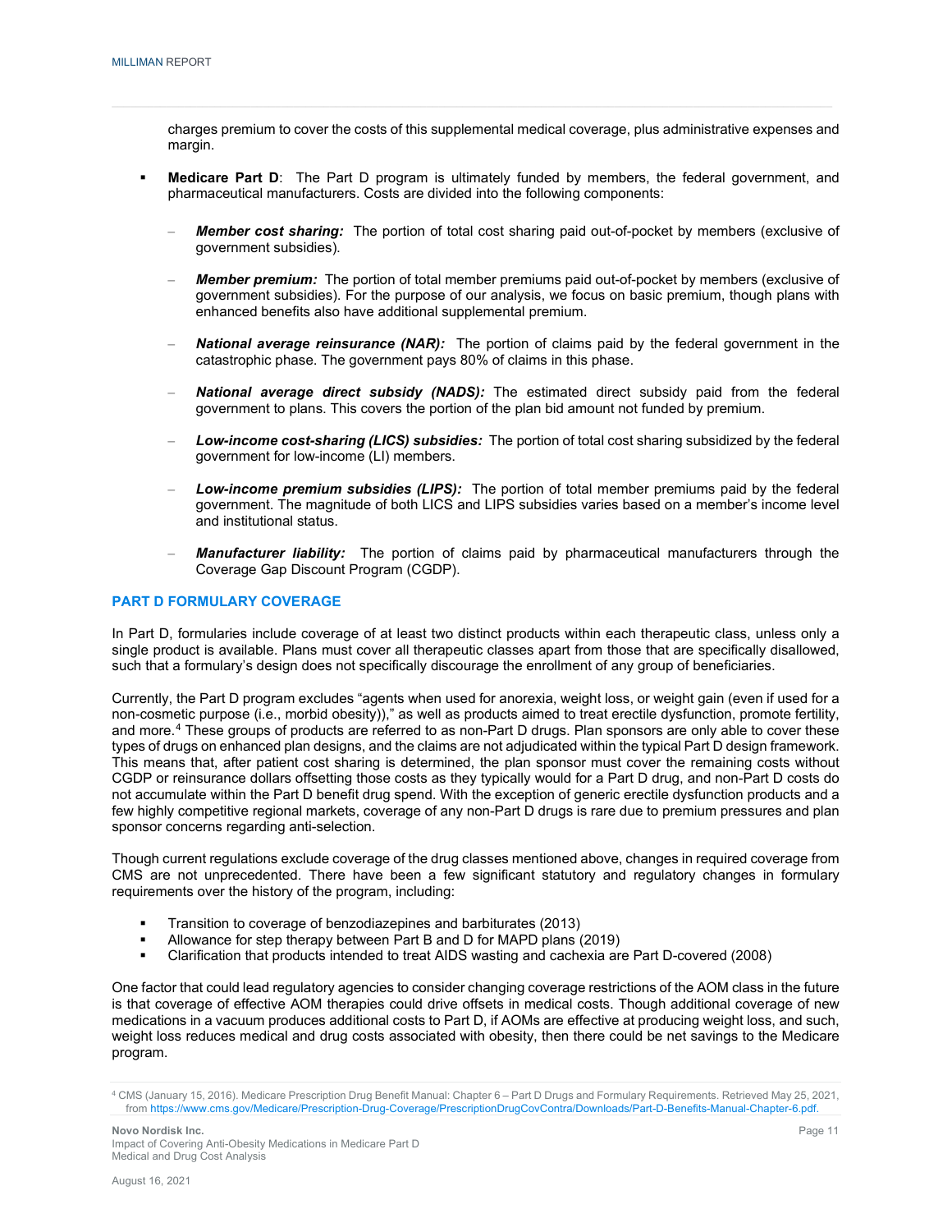charges premium to cover the costs of this supplemental medical coverage, plus administrative expenses and margin.

- **Medicare Part D**: The Part D program is ultimately funded by members, the federal government, and pharmaceutical manufacturers. Costs are divided into the following components:
  - ***Member cost sharing:*** The portion of total cost sharing paid out-of-pocket by members (exclusive of government subsidies).
  - ***Member premium:*** The portion of total member premiums paid out-of-pocket by members (exclusive of government subsidies). For the purpose of our analysis, we focus on basic premium, though plans with enhanced benefits also have additional supplemental premium.
  - ***National average reinsurance (NAR):*** The portion of claims paid by the federal government in the catastrophic phase. The government pays 80% of claims in this phase.
  - ***National average direct subsidy (NADS):*** The estimated direct subsidy paid from the federal government to plans. This covers the portion of the plan bid amount not funded by premium.
  - ***Low-income cost-sharing (LICS) subsidies:*** The portion of total cost sharing subsidized by the federal government for low-income (LI) members.
  - ***Low-income premium subsidies (LIPS):*** The portion of total member premiums paid by the federal government. The magnitude of both LICS and LIPS subsidies varies based on a member's income level and institutional status.
  - ***Manufacturer liability:*** The portion of claims paid by pharmaceutical manufacturers through the Coverage Gap Discount Program (CGDP).

## PART D FORMULARY COVERAGE

In Part D, formularies include coverage of at least two distinct products within each therapeutic class, unless only a single product is available. Plans must cover all therapeutic classes apart from those that are specifically disallowed, such that a formulary's design does not specifically discourage the enrollment of any group of beneficiaries.

Currently, the Part D program excludes "agents when used for anorexia, weight loss, or weight gain (even if used for a non-cosmetic purpose (i.e., morbid obesity))," as well as products aimed to treat erectile dysfunction, promote fertility, and more.[4] These groups of products are referred to as non-Part D drugs. Plan sponsors are only able to cover these types of drugs on enhanced plan designs, and the claims are not adjudicated within the typical Part D design framework. This means that, after patient cost sharing is determined, the plan sponsor must cover the remaining costs without CGDP or reinsurance dollars offsetting those costs as they typically would for a Part D drug, and non-Part D costs do not accumulate within the Part D benefit drug spend. With the exception of generic erectile dysfunction products and a few highly competitive regional markets, coverage of any non-Part D drugs is rare due to premium pressures and plan sponsor concerns regarding anti-selection.

Though current regulations exclude coverage of the drug classes mentioned above, changes in required coverage from CMS are not unprecedented. There have been a few significant statutory and regulatory changes in formulary requirements over the history of the program, including:

- Transition to coverage of benzodiazepines and barbiturates (2013)
- Allowance for step therapy between Part B and D for MAPD plans (2019)
- Clarification that products intended to treat AIDS wasting and cachexia are Part D-covered (2008)

One factor that could lead regulatory agencies to consider changing coverage restrictions of the AOM class in the future is that coverage of effective AOM therapies could drive offsets in medical costs. Though additional coverage of new medications in a vacuum produces additional costs to Part D, if AOMs are effective at producing weight loss, and such, weight loss reduces medical and drug costs associated with obesity, then there could be net savings to the Medicare program.

[4] CMS (January 15, 2016). Medicare Prescription Drug Benefit Manual: Chapter 6 – Part D Drugs and Formulary Requirements. Retrieved May 25, 2021, from https://www.cms.gov/Medicare/Prescription-Drug-Coverage/PrescriptionDrugCovContra/Downloads/Part-D-Benefits-Manual-Chapter-6.pdf.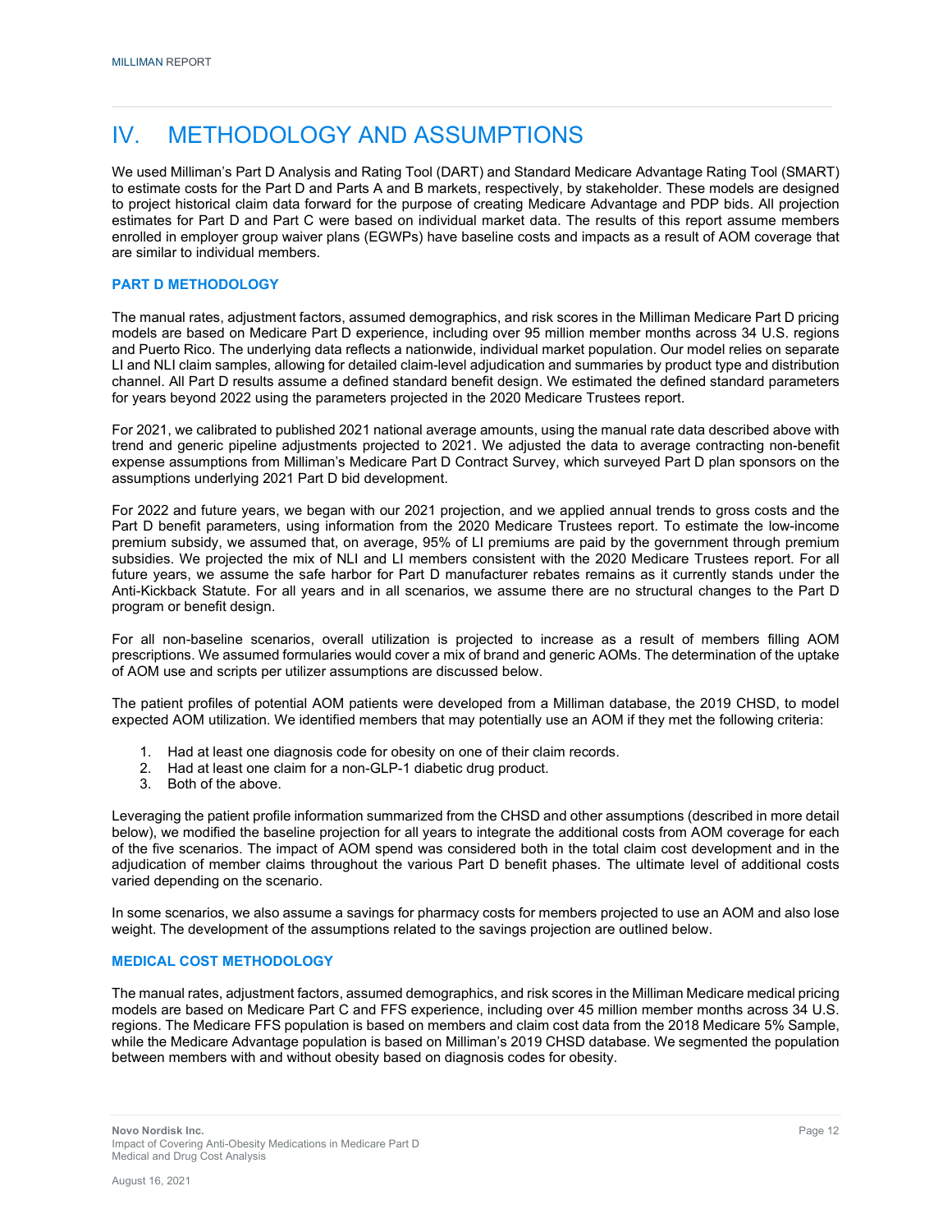# IV. METHODOLOGY AND ASSUMPTIONS

We used Milliman's Part D Analysis and Rating Tool (DART) and Standard Medicare Advantage Rating Tool (SMART) to estimate costs for the Part D and Parts A and B markets, respectively, by stakeholder. These models are designed to project historical claim data forward for the purpose of creating Medicare Advantage and PDP bids. All projection estimates for Part D and Part C were based on individual market data. The results of this report assume members enrolled in employer group waiver plans (EGWPs) have baseline costs and impacts as a result of AOM coverage that are similar to individual members.

### PART D METHODOLOGY

The manual rates, adjustment factors, assumed demographics, and risk scores in the Milliman Medicare Part D pricing models are based on Medicare Part D experience, including over 95 million member months across 34 U.S. regions and Puerto Rico. The underlying data reflects a nationwide, individual market population. Our model relies on separate LI and NLI claim samples, allowing for detailed claim-level adjudication and summaries by product type and distribution channel. All Part D results assume a defined standard benefit design. We estimated the defined standard parameters for years beyond 2022 using the parameters projected in the 2020 Medicare Trustees report.

For 2021, we calibrated to published 2021 national average amounts, using the manual rate data described above with trend and generic pipeline adjustments projected to 2021. We adjusted the data to average contracting non-benefit expense assumptions from Milliman's Medicare Part D Contract Survey, which surveyed Part D plan sponsors on the assumptions underlying 2021 Part D bid development.

For 2022 and future years, we began with our 2021 projection, and we applied annual trends to gross costs and the Part D benefit parameters, using information from the 2020 Medicare Trustees report. To estimate the low-income premium subsidy, we assumed that, on average, 95% of LI premiums are paid by the government through premium subsidies. We projected the mix of NLI and LI members consistent with the 2020 Medicare Trustees report. For all future years, we assume the safe harbor for Part D manufacturer rebates remains as it currently stands under the Anti-Kickback Statute. For all years and in all scenarios, we assume there are no structural changes to the Part D program or benefit design.

For all non-baseline scenarios, overall utilization is projected to increase as a result of members filling AOM prescriptions. We assumed formularies would cover a mix of brand and generic AOMs. The determination of the uptake of AOM use and scripts per utilizer assumptions are discussed below.

The patient profiles of potential AOM patients were developed from a Milliman database, the 2019 CHSD, to model expected AOM utilization. We identified members that may potentially use an AOM if they met the following criteria:

1. Had at least one diagnosis code for obesity on one of their claim records.
2. Had at least one claim for a non-GLP-1 diabetic drug product.
3. Both of the above.

Leveraging the patient profile information summarized from the CHSD and other assumptions (described in more detail below), we modified the baseline projection for all years to integrate the additional costs from AOM coverage for each of the five scenarios. The impact of AOM spend was considered both in the total claim cost development and in the adjudication of member claims throughout the various Part D benefit phases. The ultimate level of additional costs varied depending on the scenario.

In some scenarios, we also assume a savings for pharmacy costs for members projected to use an AOM and also lose weight. The development of the assumptions related to the savings projection are outlined below.

### MEDICAL COST METHODOLOGY

The manual rates, adjustment factors, assumed demographics, and risk scores in the Milliman Medicare medical pricing models are based on Medicare Part C and FFS experience, including over 45 million member months across 34 U.S. regions. The Medicare FFS population is based on members and claim cost data from the 2018 Medicare 5% Sample, while the Medicare Advantage population is based on Milliman's 2019 CHSD database. We segmented the population between members with and without obesity based on diagnosis codes for obesity.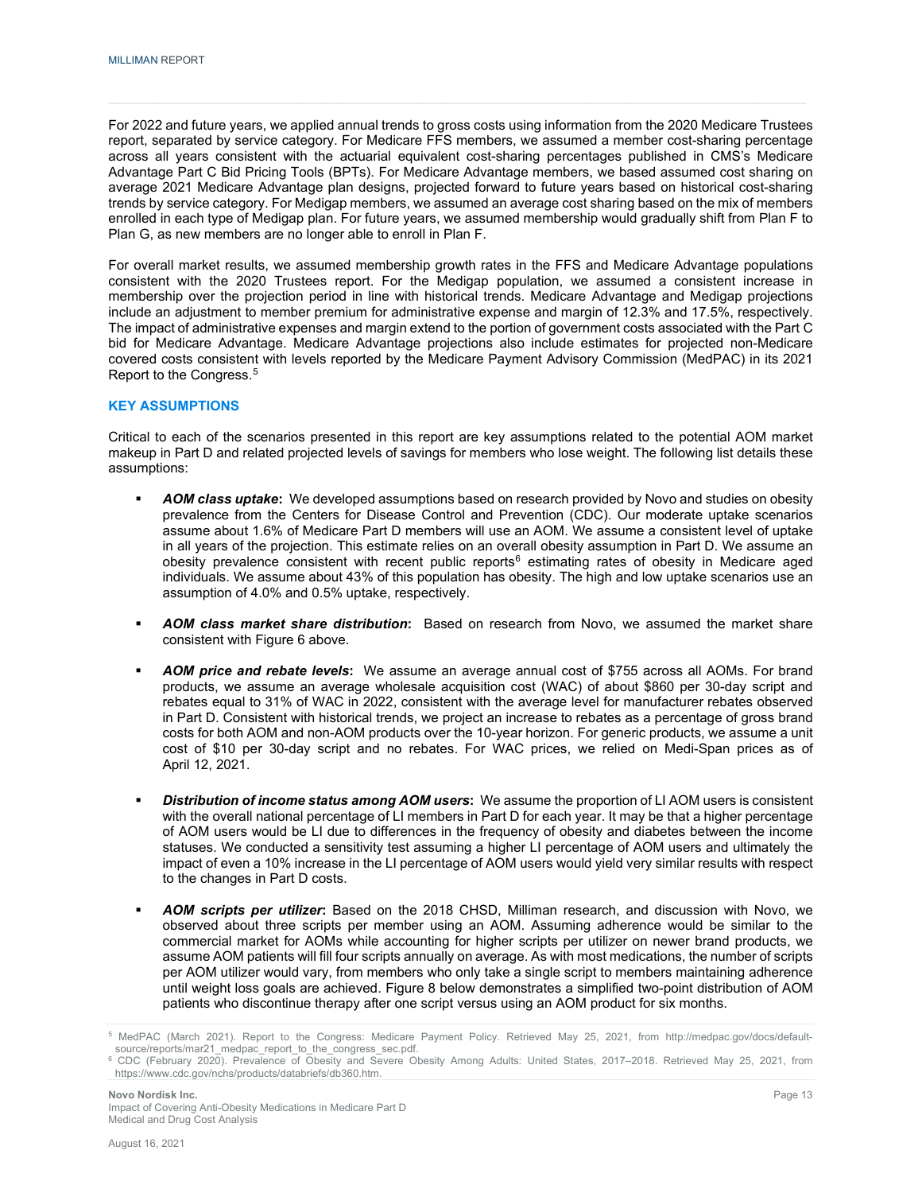For 2022 and future years, we applied annual trends to gross costs using information from the 2020 Medicare Trustees report, separated by service category. For Medicare FFS members, we assumed a member cost-sharing percentage across all years consistent with the actuarial equivalent cost-sharing percentages published in CMS's Medicare Advantage Part C Bid Pricing Tools (BPTs). For Medicare Advantage members, we based assumed cost sharing on average 2021 Medicare Advantage plan designs, projected forward to future years based on historical cost-sharing trends by service category. For Medigap members, we assumed an average cost sharing based on the mix of members enrolled in each type of Medigap plan. For future years, we assumed membership would gradually shift from Plan F to Plan G, as new members are no longer able to enroll in Plan F.

For overall market results, we assumed membership growth rates in the FFS and Medicare Advantage populations consistent with the 2020 Trustees report. For the Medigap population, we assumed a consistent increase in membership over the projection period in line with historical trends. Medicare Advantage and Medigap projections include an adjustment to member premium for administrative expense and margin of 12.3% and 17.5%, respectively. The impact of administrative expenses and margin extend to the portion of government costs associated with the Part C bid for Medicare Advantage. Medicare Advantage projections also include estimates for projected non-Medicare covered costs consistent with levels reported by the Medicare Payment Advisory Commission (MedPAC) in its 2021 Report to the Congress.[5]

### KEY ASSUMPTIONS

Critical to each of the scenarios presented in this report are key assumptions related to the potential AOM market makeup in Part D and related projected levels of savings for members who lose weight. The following list details these assumptions:

- ***AOM class uptake*:** We developed assumptions based on research provided by Novo and studies on obesity prevalence from the Centers for Disease Control and Prevention (CDC). Our moderate uptake scenarios assume about 1.6% of Medicare Part D members will use an AOM. We assume a consistent level of uptake in all years of the projection. This estimate relies on an overall obesity assumption in Part D. We assume an obesity prevalence consistent with recent public reports[6] estimating rates of obesity in Medicare aged individuals. We assume about 43% of this population has obesity. The high and low uptake scenarios use an assumption of 4.0% and 0.5% uptake, respectively.

- ***AOM class market share distribution*:** Based on research from Novo, we assumed the market share consistent with Figure 6 above.

- ***AOM price and rebate levels*:** We assume an average annual cost of $755 across all AOMs. For brand products, we assume an average wholesale acquisition cost (WAC) of about $860 per 30-day script and rebates equal to 31% of WAC in 2022, consistent with the average level for manufacturer rebates observed in Part D. Consistent with historical trends, we project an increase to rebates as a percentage of gross brand costs for both AOM and non-AOM products over the 10-year horizon. For generic products, we assume a unit cost of $10 per 30-day script and no rebates. For WAC prices, we relied on Medi-Span prices as of April 12, 2021.

- ***Distribution of income status among AOM users*:** We assume the proportion of LI AOM users is consistent with the overall national percentage of LI members in Part D for each year. It may be that a higher percentage of AOM users would be LI due to differences in the frequency of obesity and diabetes between the income statuses. We conducted a sensitivity test assuming a higher LI percentage of AOM users and ultimately the impact of even a 10% increase in the LI percentage of AOM users would yield very similar results with respect to the changes in Part D costs.

- ***AOM scripts per utilizer*:** Based on the 2018 CHSD, Milliman research, and discussion with Novo, we observed about three scripts per member using an AOM. Assuming adherence would be similar to the commercial market for AOMs while accounting for higher scripts per utilizer on newer brand products, we assume AOM patients will fill four scripts annually on average. As with most medications, the number of scripts per AOM utilizer would vary, from members who only take a single script to members maintaining adherence until weight loss goals are achieved. Figure 8 below demonstrates a simplified two-point distribution of AOM patients who discontinue therapy after one script versus using an AOM product for six months.

[5] MedPAC (March 2021). Report to the Congress: Medicare Payment Policy. Retrieved May 25, 2021, from http://medpac.gov/docs/default-source/reports/mar21_medpac_report_to_the_congress_sec.pdf.

[6] CDC (February 2020). Prevalence of Obesity and Severe Obesity Among Adults: United States, 2017–2018. Retrieved May 25, 2021, from https://www.cdc.gov/nchs/products/databriefs/db360.htm.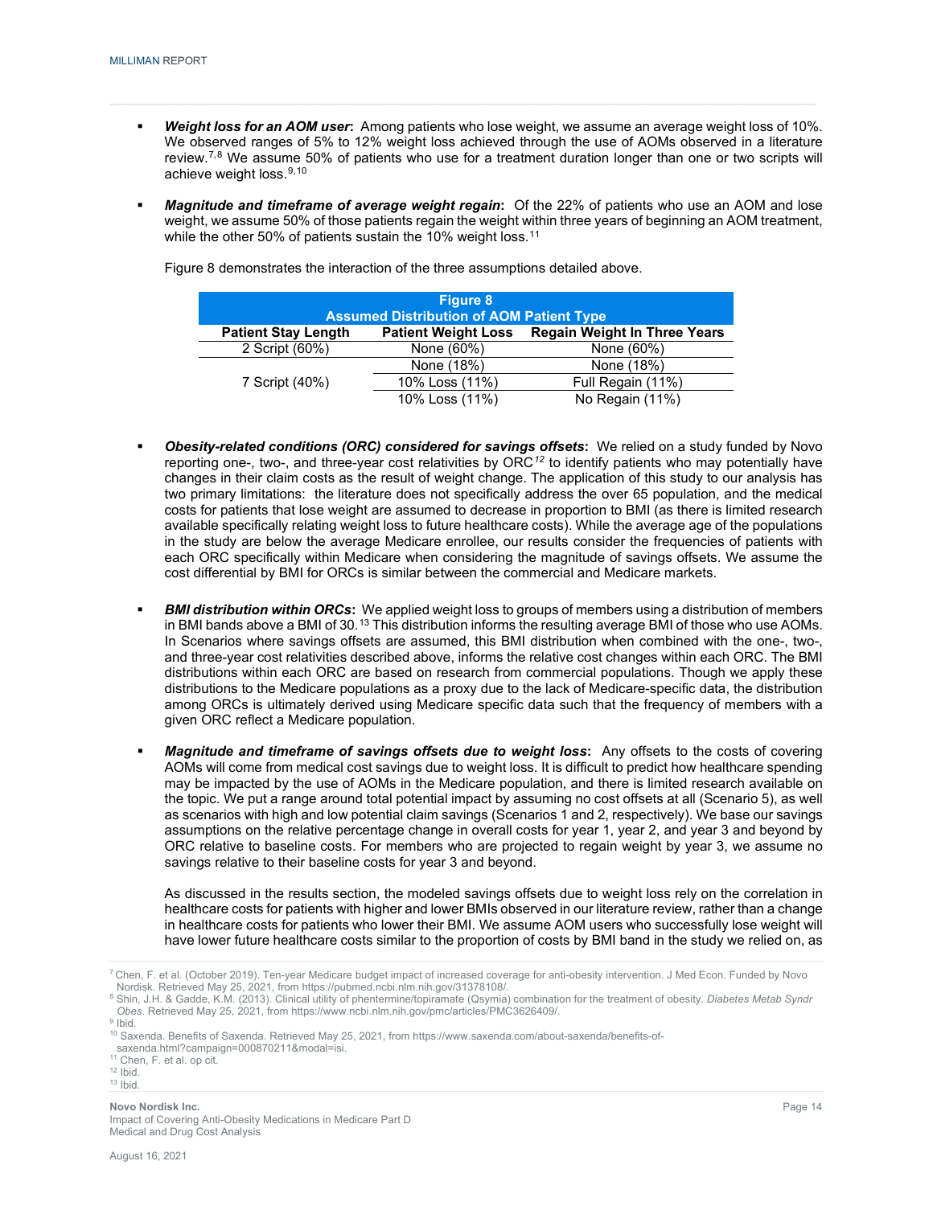- ***Weight loss for an AOM user*:** Among patients who lose weight, we assume an average weight loss of 10%. We observed ranges of 5% to 12% weight loss achieved through the use of AOMs observed in a literature review.[7,8] We assume 50% of patients who use for a treatment duration longer than one or two scripts will achieve weight loss.[9,10]

- ***Magnitude and timeframe of average weight regain*:** Of the 22% of patients who use an AOM and lose weight, we assume 50% of those patients regain the weight within three years of beginning an AOM treatment, while the other 50% of patients sustain the 10% weight loss.[11]

Figure 8 demonstrates the interaction of the three assumptions detailed above.

**Figure 8**
**Assumed Distribution of AOM Patient Type**

| Patient Stay Length | Patient Weight Loss | Regain Weight In Three Years |
|---|---|---|
| 2 Script (60%) | None (60%) | None (60%) |
| 7 Script (40%) | None (18%) | None (18%) |
| | 10% Loss (11%) | Full Regain (11%) |
| | 10% Loss (11%) | No Regain (11%) |

- ***Obesity-related conditions (ORC) considered for savings offsets*:** We relied on a study funded by Novo reporting one-, two-, and three-year cost relativities by ORC[12] to identify patients who may potentially have changes in their claim costs as the result of weight change. The application of this study to our analysis has two primary limitations: the literature does not specifically address the over 65 population, and the medical costs for patients that lose weight are assumed to decrease in proportion to BMI (as there is limited research available specifically relating weight loss to future healthcare costs). While the average age of the populations in the study are below the average Medicare enrollee, our results consider the frequencies of patients with each ORC specifically within Medicare when considering the magnitude of savings offsets. We assume the cost differential by BMI for ORCs is similar between the commercial and Medicare markets.

- ***BMI distribution within ORCs*:** We applied weight loss to groups of members using a distribution of members in BMI bands above a BMI of 30.[13] This distribution informs the resulting average BMI of those who use AOMs. In Scenarios where savings offsets are assumed, this BMI distribution when combined with the one-, two-, and three-year cost relativities described above, informs the relative cost changes within each ORC. The BMI distributions within each ORC are based on research from commercial populations. Though we apply these distributions to the Medicare populations as a proxy due to the lack of Medicare-specific data, the distribution among ORCs is ultimately derived using Medicare specific data such that the frequency of members with a given ORC reflect a Medicare population.

- ***Magnitude and timeframe of savings offsets due to weight loss*:** Any offsets to the costs of covering AOMs will come from medical cost savings due to weight loss. It is difficult to predict how healthcare spending may be impacted by the use of AOMs in the Medicare population, and there is limited research available on the topic. We put a range around total potential impact by assuming no cost offsets at all (Scenario 5), as well as scenarios with high and low potential claim savings (Scenarios 1 and 2, respectively). We base our savings assumptions on the relative percentage change in overall costs for year 1, year 2, and year 3 and beyond by ORC relative to baseline costs. For members who are projected to regain weight by year 3, we assume no savings relative to their baseline costs for year 3 and beyond.

  As discussed in the results section, the modeled savings offsets due to weight loss rely on the correlation in healthcare costs for patients with higher and lower BMIs observed in our literature review, rather than a change in healthcare costs for patients who lower their BMI. We assume AOM users who successfully lose weight will have lower future healthcare costs similar to the proportion of costs by BMI band in the study we relied on, as

---

[7] Chen, F. et al. (October 2019). Ten-year Medicare budget impact of increased coverage for anti-obesity intervention. J Med Econ. Funded by Novo Nordisk. Retrieved May 25, 2021, from https://pubmed.ncbi.nlm.nih.gov/31378108/.

[8] Shin, J.H. & Gadde, K.M. (2013). Clinical utility of phentermine/topiramate (Qsymia) combination for the treatment of obesity. *Diabetes Metab Syndr Obes*. Retrieved May 25, 2021, from https://www.ncbi.nlm.nih.gov/pmc/articles/PMC3626409/.

[9] Ibid.

[10] Saxenda. Benefits of Saxenda. Retrieved May 25, 2021, from https://www.saxenda.com/about-saxenda/benefits-of-saxenda.html?campaign=000870211&modal=isi.

[11] Chen, F. et al. op cit.

[12] Ibid.

[13] Ibid.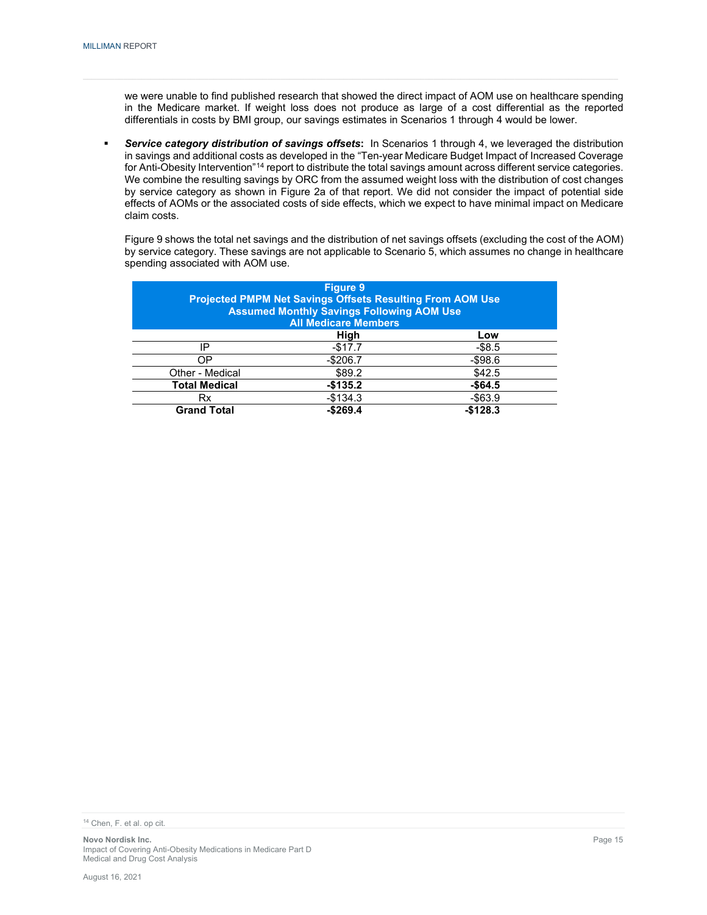we were unable to find published research that showed the direct impact of AOM use on healthcare spending in the Medicare market. If weight loss does not produce as large of a cost differential as the reported differentials in costs by BMI group, our savings estimates in Scenarios 1 through 4 would be lower.

- ***Service category distribution of savings offsets*:** In Scenarios 1 through 4, we leveraged the distribution in savings and additional costs as developed in the "Ten-year Medicare Budget Impact of Increased Coverage for Anti-Obesity Intervention"[14] report to distribute the total savings amount across different service categories. We combine the resulting savings by ORC from the assumed weight loss with the distribution of cost changes by service category as shown in Figure 2a of that report. We did not consider the impact of potential side effects of AOMs or the associated costs of side effects, which we expect to have minimal impact on Medicare claim costs.

  Figure 9 shows the total net savings and the distribution of net savings offsets (excluding the cost of the AOM) by service category. These savings are not applicable to Scenario 5, which assumes no change in healthcare spending associated with AOM use.

**Figure 9**
**Projected PMPM Net Savings Offsets Resulting From AOM Use**
**Assumed Monthly Savings Following AOM Use**
**All Medicare Members**

| | High | Low |
|---|---|---|
| IP | -$17.7 | -$8.5 |
| OP | -$206.7 | -$98.6 |
| Other - Medical | $89.2 | $42.5 |
| **Total Medical** | **-$135.2** | **-$64.5** |
| Rx | -$134.3 | -$63.9 |
| **Grand Total** | **-$269.4** | **-$128.3** |

[14] Chen, F. et al. op cit.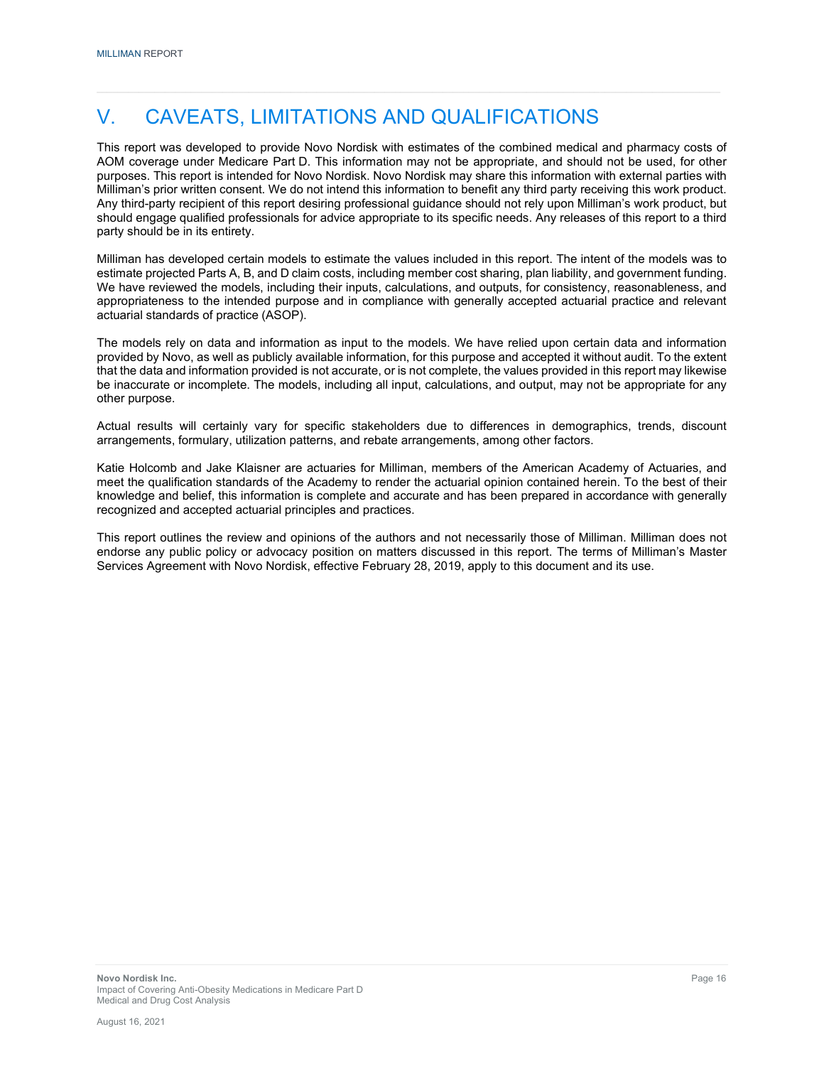# V. CAVEATS, LIMITATIONS AND QUALIFICATIONS

This report was developed to provide Novo Nordisk with estimates of the combined medical and pharmacy costs of AOM coverage under Medicare Part D. This information may not be appropriate, and should not be used, for other purposes. This report is intended for Novo Nordisk. Novo Nordisk may share this information with external parties with Milliman's prior written consent. We do not intend this information to benefit any third party receiving this work product. Any third-party recipient of this report desiring professional guidance should not rely upon Milliman's work product, but should engage qualified professionals for advice appropriate to its specific needs. Any releases of this report to a third party should be in its entirety.

Milliman has developed certain models to estimate the values included in this report. The intent of the models was to estimate projected Parts A, B, and D claim costs, including member cost sharing, plan liability, and government funding. We have reviewed the models, including their inputs, calculations, and outputs, for consistency, reasonableness, and appropriateness to the intended purpose and in compliance with generally accepted actuarial practice and relevant actuarial standards of practice (ASOP).

The models rely on data and information as input to the models. We have relied upon certain data and information provided by Novo, as well as publicly available information, for this purpose and accepted it without audit. To the extent that the data and information provided is not accurate, or is not complete, the values provided in this report may likewise be inaccurate or incomplete. The models, including all input, calculations, and output, may not be appropriate for any other purpose.

Actual results will certainly vary for specific stakeholders due to differences in demographics, trends, discount arrangements, formulary, utilization patterns, and rebate arrangements, among other factors.

Katie Holcomb and Jake Klaisner are actuaries for Milliman, members of the American Academy of Actuaries, and meet the qualification standards of the Academy to render the actuarial opinion contained herein. To the best of their knowledge and belief, this information is complete and accurate and has been prepared in accordance with generally recognized and accepted actuarial principles and practices.

This report outlines the review and opinions of the authors and not necessarily those of Milliman. Milliman does not endorse any public policy or advocacy position on matters discussed in this report. The terms of Milliman's Master Services Agreement with Novo Nordisk, effective February 28, 2019, apply to this document and its use.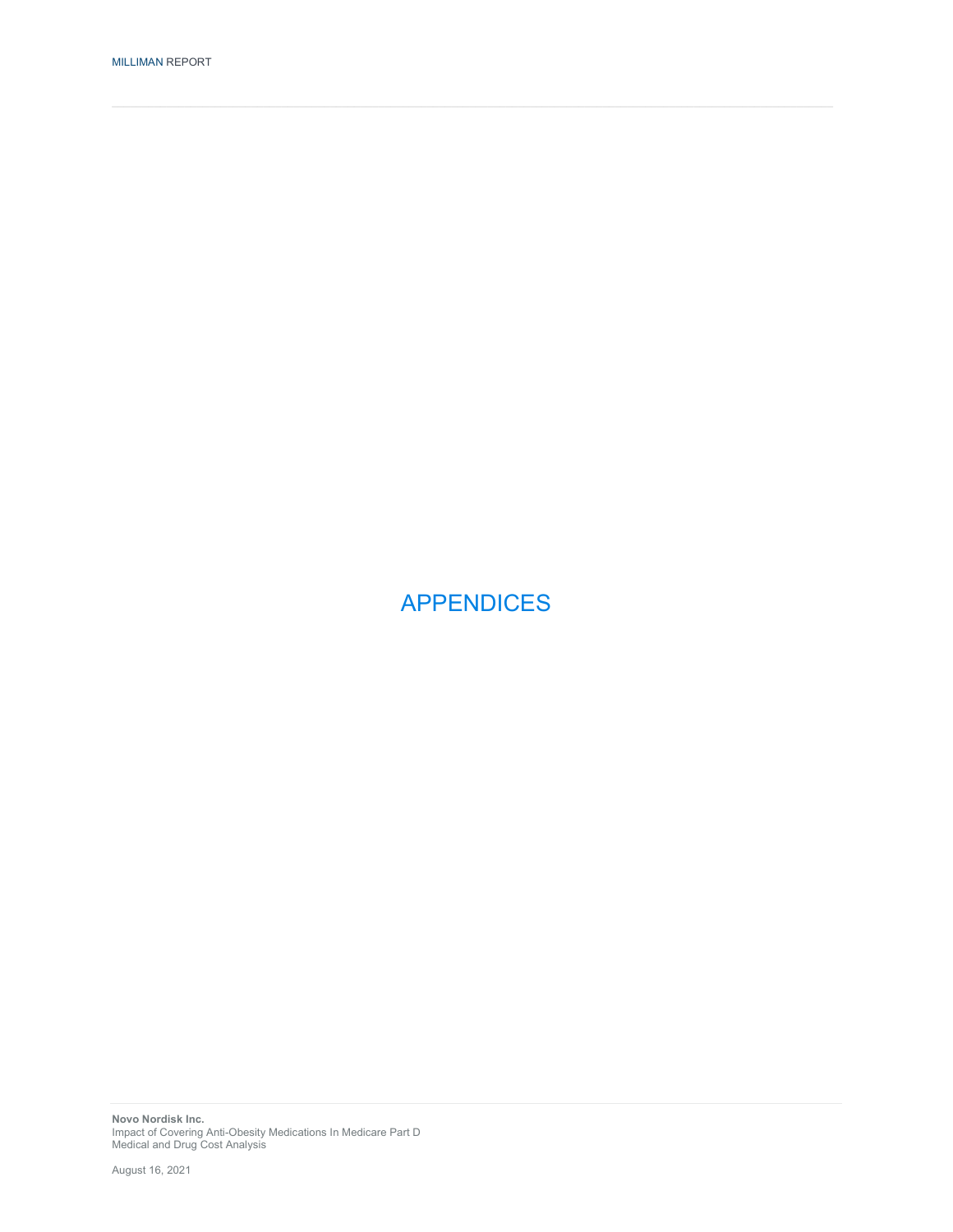# APPENDICES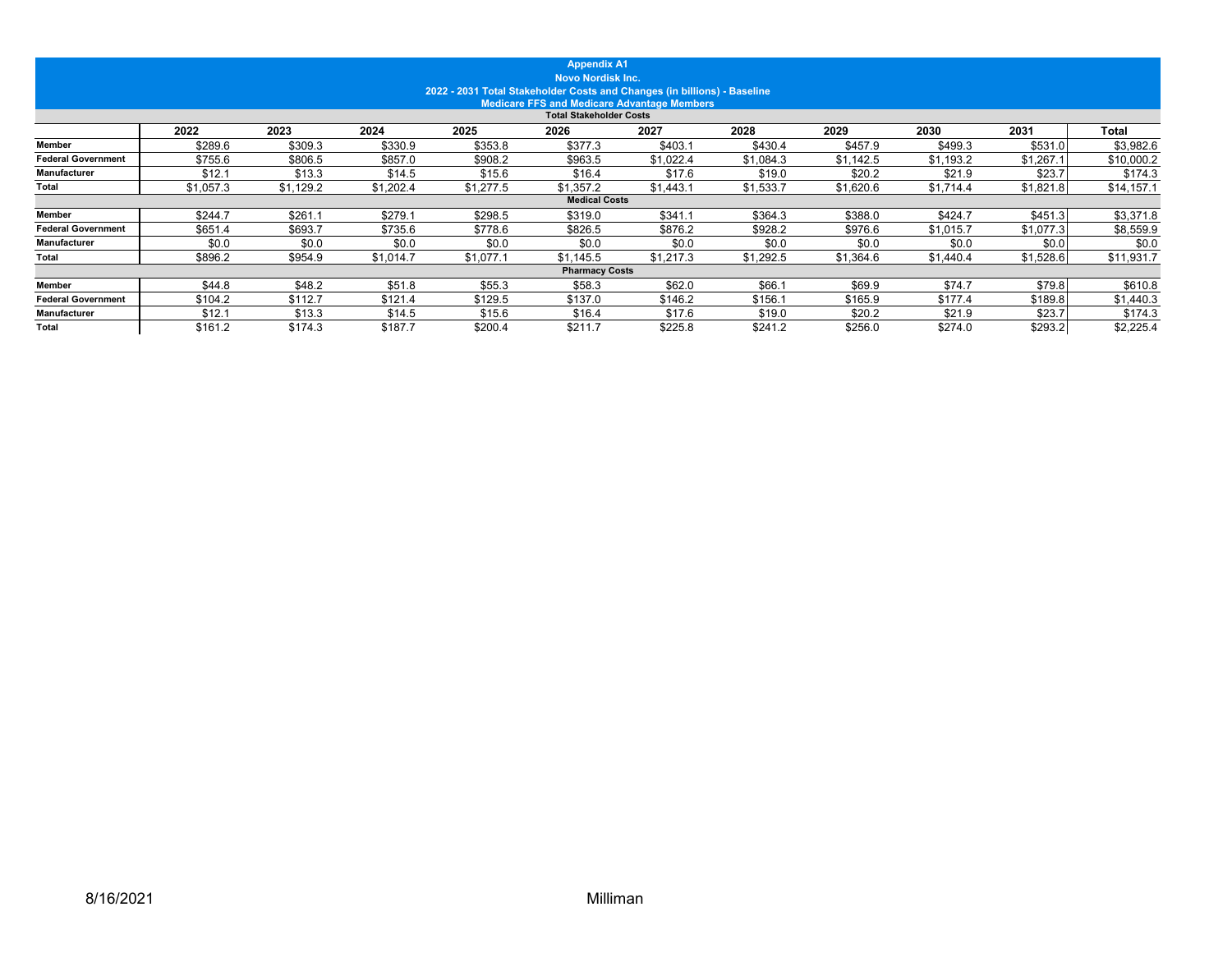**Appendix A1**
**Novo Nordisk Inc.**
**2022 - 2031 Total Stakeholder Costs and Changes (in billions) - Baseline**
**Medicare FFS and Medicare Advantage Members**

| | 2022 | 2023 | 2024 | 2025 | 2026 | 2027 | 2028 | 2029 | 2030 | 2031 | Total |
|---|---|---|---|---|---|---|---|---|---|---|---|
| **Total Stakeholder Costs** | | | | | | | | | | | |
| **Member** | $289.6 | $309.3 | $330.9 | $353.8 | $377.3 | $403.1 | $430.4 | $457.9 | $499.3 | $531.0 | $3,982.6 |
| **Federal Government** | $755.6 | $806.5 | $857.0 | $908.2 | $963.5 | $1,022.4 | $1,084.3 | $1,142.5 | $1,193.2 | $1,267.1 | $10,000.2 |
| **Manufacturer** | $12.1 | $13.3 | $14.5 | $15.6 | $16.4 | $17.6 | $19.0 | $20.2 | $21.9 | $23.7 | $174.3 |
| **Total** | $1,057.3 | $1,129.2 | $1,202.4 | $1,277.5 | $1,357.2 | $1,443.1 | $1,533.7 | $1,620.6 | $1,714.4 | $1,821.8 | $14,157.1 |
| **Medical Costs** | | | | | | | | | | | |
| **Member** | $244.7 | $261.1 | $279.1 | $298.5 | $319.0 | $341.1 | $364.3 | $388.0 | $424.7 | $451.3 | $3,371.8 |
| **Federal Government** | $651.4 | $693.7 | $735.6 | $778.6 | $826.5 | $876.2 | $928.2 | $976.6 | $1,015.7 | $1,077.3 | $8,559.9 |
| **Manufacturer** | $0.0 | $0.0 | $0.0 | $0.0 | $0.0 | $0.0 | $0.0 | $0.0 | $0.0 | $0.0 | $0.0 |
| **Total** | $896.2 | $954.9 | $1,014.7 | $1,077.1 | $1,145.5 | $1,217.3 | $1,292.5 | $1,364.6 | $1,440.4 | $1,528.6 | $11,931.7 |
| **Pharmacy Costs** | | | | | | | | | | | |
| **Member** | $44.8 | $48.2 | $51.8 | $55.3 | $58.3 | $62.0 | $66.1 | $69.9 | $74.7 | $79.8 | $610.8 |
| **Federal Government** | $104.2 | $112.7 | $121.4 | $129.5 | $137.0 | $146.2 | $156.1 | $165.9 | $177.4 | $189.8 | $1,440.3 |
| **Manufacturer** | $12.1 | $13.3 | $14.5 | $15.6 | $16.4 | $17.6 | $19.0 | $20.2 | $21.9 | $23.7 | $174.3 |
| **Total** | $161.2 | $174.3 | $187.7 | $200.4 | $211.7 | $225.8 | $241.2 | $256.0 | $274.0 | $293.2 | $2,225.4 |

8/16/2021 Milliman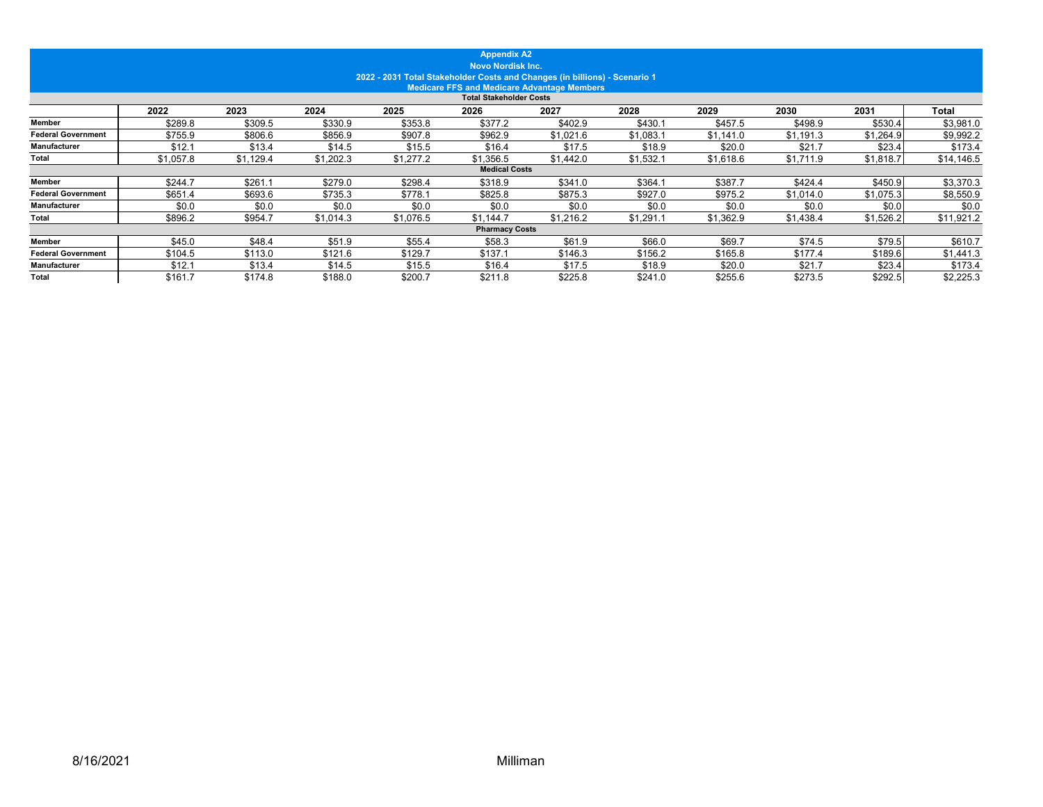**Appendix A2**

**Novo Nordisk Inc.**

**2022 - 2031 Total Stakeholder Costs and Changes (in billions) - Scenario 1**

**Medicare FFS and Medicare Advantage Members**

| | 2022 | 2023 | 2024 | 2025 | 2026 | 2027 | 2028 | 2029 | 2030 | 2031 | Total |
|---|---|---|---|---|---|---|---|---|---|---|---|
| **Total Stakeholder Costs** | | | | | | | | | | | |
| **Member** | $289.8 | $309.5 | $330.9 | $353.8 | $377.2 | $402.9 | $430.1 | $457.5 | $498.9 | $530.4 | $3,981.0 |
| **Federal Government** | $755.9 | $806.6 | $856.9 | $907.8 | $962.9 | $1,021.6 | $1,083.1 | $1,141.0 | $1,191.3 | $1,264.9 | $9,992.2 |
| **Manufacturer** | $12.1 | $13.4 | $14.5 | $15.5 | $16.4 | $17.5 | $18.9 | $20.0 | $21.7 | $23.4 | $173.4 |
| **Total** | $1,057.8 | $1,129.4 | $1,202.3 | $1,277.2 | $1,356.5 | $1,442.0 | $1,532.1 | $1,618.6 | $1,711.9 | $1,818.7 | $14,146.5 |
| **Medical Costs** | | | | | | | | | | | |
| **Member** | $244.7 | $261.1 | $279.0 | $298.4 | $318.9 | $341.0 | $364.1 | $387.7 | $424.4 | $450.9 | $3,370.3 |
| **Federal Government** | $651.4 | $693.6 | $735.3 | $778.1 | $825.8 | $875.3 | $927.0 | $975.2 | $1,014.0 | $1,075.3 | $8,550.9 |
| **Manufacturer** | $0.0 | $0.0 | $0.0 | $0.0 | $0.0 | $0.0 | $0.0 | $0.0 | $0.0 | $0.0 | $0.0 |
| **Total** | $896.2 | $954.7 | $1,014.3 | $1,076.5 | $1,144.7 | $1,216.2 | $1,291.1 | $1,362.9 | $1,438.4 | $1,526.2 | $11,921.2 |
| **Pharmacy Costs** | | | | | | | | | | | |
| **Member** | $45.0 | $48.4 | $51.9 | $55.4 | $58.3 | $61.9 | $66.0 | $69.7 | $74.5 | $79.5 | $610.7 |
| **Federal Government** | $104.5 | $113.0 | $121.6 | $129.7 | $137.1 | $146.3 | $156.2 | $165.8 | $177.4 | $189.6 | $1,441.3 |
| **Manufacturer** | $12.1 | $13.4 | $14.5 | $15.5 | $16.4 | $17.5 | $18.9 | $20.0 | $21.7 | $23.4 | $173.4 |
| **Total** | $161.7 | $174.8 | $188.0 | $200.7 | $211.8 | $225.8 | $241.0 | $255.6 | $273.5 | $292.5 | $2,225.3 |

8/16/2021 Milliman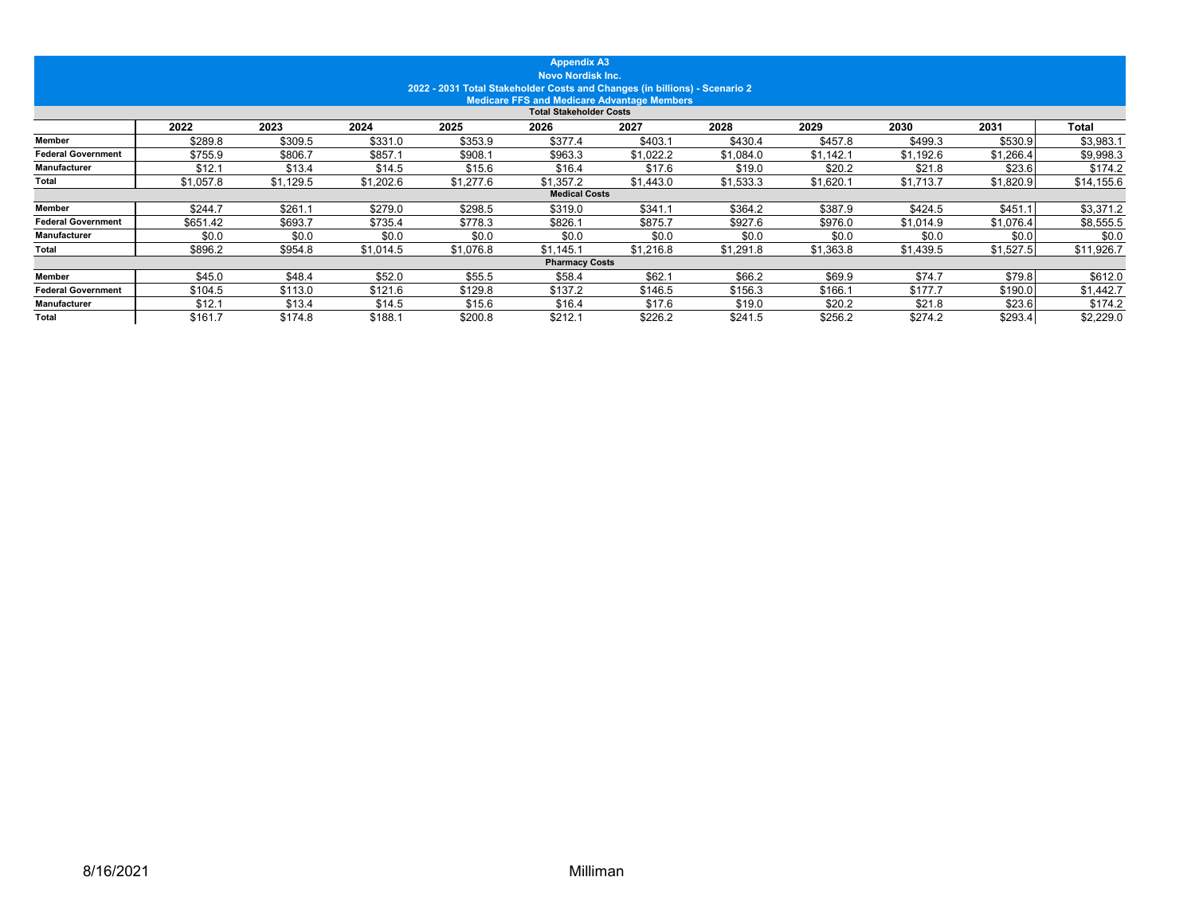**Appendix A3**
**Novo Nordisk Inc.**
**2022 - 2031 Total Stakeholder Costs and Changes (in billions) - Scenario 2**
**Medicare FFS and Medicare Advantage Members**

| | 2022 | 2023 | 2024 | 2025 | 2026 | 2027 | 2028 | 2029 | 2030 | 2031 | Total |
|---|---|---|---|---|---|---|---|---|---|---|---|
| **Total Stakeholder Costs** | | | | | | | | | | | |
| **Member** | $289.8 | $309.5 | $331.0 | $353.9 | $377.4 | $403.1 | $430.4 | $457.8 | $499.3 | $530.9 | $3,983.1 |
| **Federal Government** | $755.9 | $806.7 | $857.1 | $908.1 | $963.3 | $1,022.2 | $1,084.0 | $1,142.1 | $1,192.6 | $1,266.4 | $9,998.3 |
| **Manufacturer** | $12.1 | $13.4 | $14.5 | $15.6 | $16.4 | $17.6 | $19.0 | $20.2 | $21.8 | $23.6 | $174.2 |
| **Total** | $1,057.8 | $1,129.5 | $1,202.6 | $1,277.6 | $1,357.2 | $1,443.0 | $1,533.3 | $1,620.1 | $1,713.7 | $1,820.9 | $14,155.6 |
| **Medical Costs** | | | | | | | | | | | |
| **Member** | $244.7 | $261.1 | $279.0 | $298.5 | $319.0 | $341.1 | $364.2 | $387.9 | $424.5 | $451.1 | $3,371.2 |
| **Federal Government** | $651.42 | $693.7 | $735.4 | $778.3 | $826.1 | $875.7 | $927.6 | $976.0 | $1,014.9 | $1,076.4 | $8,555.5 |
| **Manufacturer** | $0.0 | $0.0 | $0.0 | $0.0 | $0.0 | $0.0 | $0.0 | $0.0 | $0.0 | $0.0 | $0.0 |
| **Total** | $896.2 | $954.8 | $1,014.5 | $1,076.8 | $1,145.1 | $1,216.8 | $1,291.8 | $1,363.8 | $1,439.5 | $1,527.5 | $11,926.7 |
| **Pharmacy Costs** | | | | | | | | | | | |
| **Member** | $45.0 | $48.4 | $52.0 | $55.5 | $58.4 | $62.1 | $66.2 | $69.9 | $74.7 | $79.8 | $612.0 |
| **Federal Government** | $104.5 | $113.0 | $121.6 | $129.8 | $137.2 | $146.5 | $156.3 | $166.1 | $177.7 | $190.0 | $1,442.7 |
| **Manufacturer** | $12.1 | $13.4 | $14.5 | $15.6 | $16.4 | $17.6 | $19.0 | $20.2 | $21.8 | $23.6 | $174.2 |
| **Total** | $161.7 | $174.8 | $188.1 | $200.8 | $212.1 | $226.2 | $241.5 | $256.2 | $274.2 | $293.4 | $2,229.0 |

8/16/2021 Milliman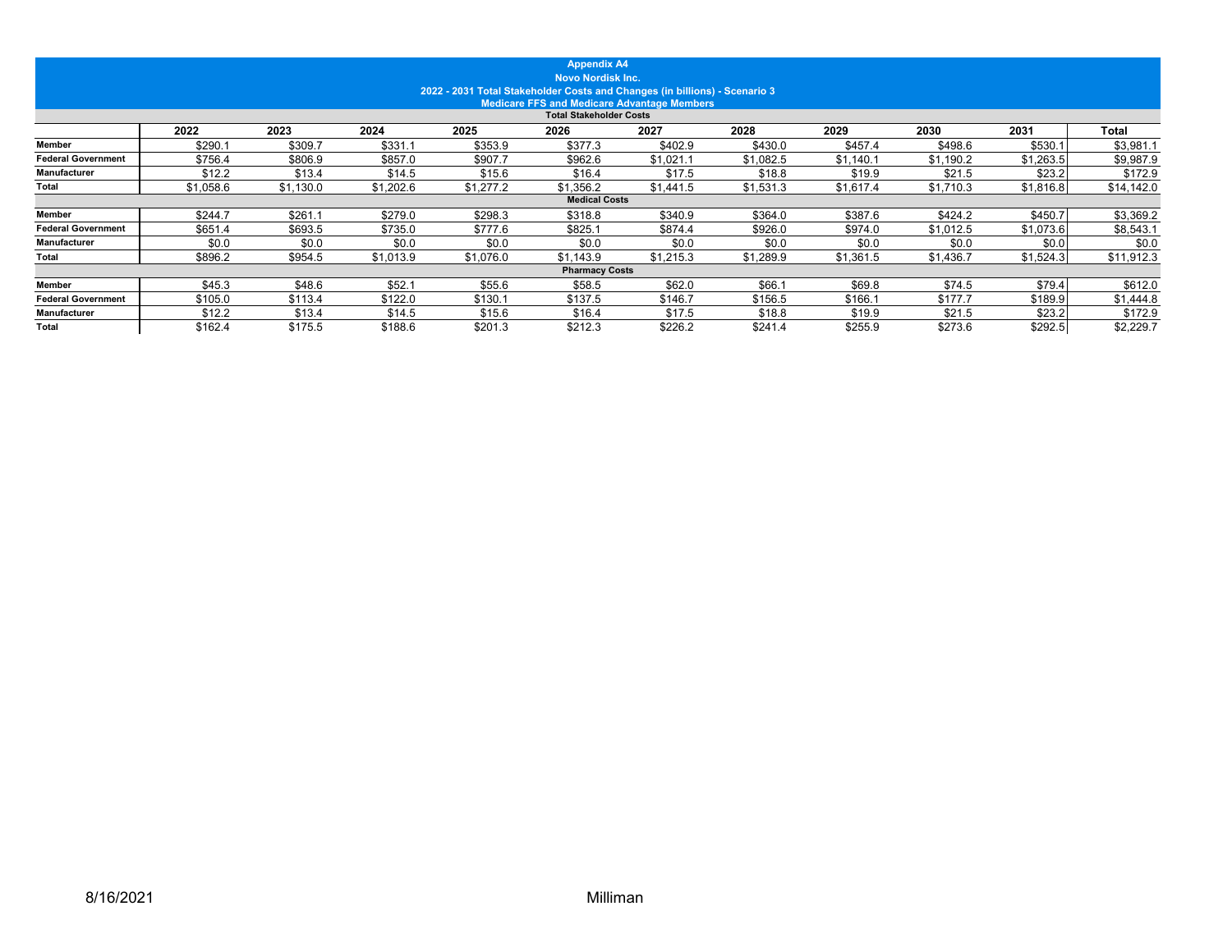**Appendix A4**
**Novo Nordisk Inc.**
**2022 - 2031 Total Stakeholder Costs and Changes (in billions) - Scenario 3**
**Medicare FFS and Medicare Advantage Members**

| | 2022 | 2023 | 2024 | 2025 | 2026 | 2027 | 2028 | 2029 | 2030 | 2031 | Total |
|---|---|---|---|---|---|---|---|---|---|---|---|
| **Total Stakeholder Costs** | | | | | | | | | | | |
| **Member** | $290.1 | $309.7 | $331.1 | $353.9 | $377.3 | $402.9 | $430.0 | $457.4 | $498.6 | $530.1 | $3,981.1 |
| **Federal Government** | $756.4 | $806.9 | $857.0 | $907.7 | $962.6 | $1,021.1 | $1,082.5 | $1,140.1 | $1,190.2 | $1,263.5 | $9,987.9 |
| **Manufacturer** | $12.2 | $13.4 | $14.5 | $15.6 | $16.4 | $17.5 | $18.8 | $19.9 | $21.5 | $23.2 | $172.9 |
| **Total** | $1,058.6 | $1,130.0 | $1,202.6 | $1,277.2 | $1,356.2 | $1,441.5 | $1,531.3 | $1,617.4 | $1,710.3 | $1,816.8 | $14,142.0 |
| **Medical Costs** | | | | | | | | | | | |
| **Member** | $244.7 | $261.1 | $279.0 | $298.3 | $318.8 | $340.9 | $364.0 | $387.6 | $424.2 | $450.7 | $3,369.2 |
| **Federal Government** | $651.4 | $693.5 | $735.0 | $777.6 | $825.1 | $874.4 | $926.0 | $974.0 | $1,012.5 | $1,073.6 | $8,543.1 |
| **Manufacturer** | $0.0 | $0.0 | $0.0 | $0.0 | $0.0 | $0.0 | $0.0 | $0.0 | $0.0 | $0.0 | $0.0 |
| **Total** | $896.2 | $954.5 | $1,013.9 | $1,076.0 | $1,143.9 | $1,215.3 | $1,289.9 | $1,361.5 | $1,436.7 | $1,524.3 | $11,912.3 |
| **Pharmacy Costs** | | | | | | | | | | | |
| **Member** | $45.3 | $48.6 | $52.1 | $55.6 | $58.5 | $62.0 | $66.1 | $69.8 | $74.5 | $79.4 | $612.0 |
| **Federal Government** | $105.0 | $113.4 | $122.0 | $130.1 | $137.5 | $146.7 | $156.5 | $166.1 | $177.7 | $189.9 | $1,444.8 |
| **Manufacturer** | $12.2 | $13.4 | $14.5 | $15.6 | $16.4 | $17.5 | $18.8 | $19.9 | $21.5 | $23.2 | $172.9 |
| **Total** | $162.4 | $175.5 | $188.6 | $201.3 | $212.3 | $226.2 | $241.4 | $255.9 | $273.6 | $292.5 | $2,229.7 |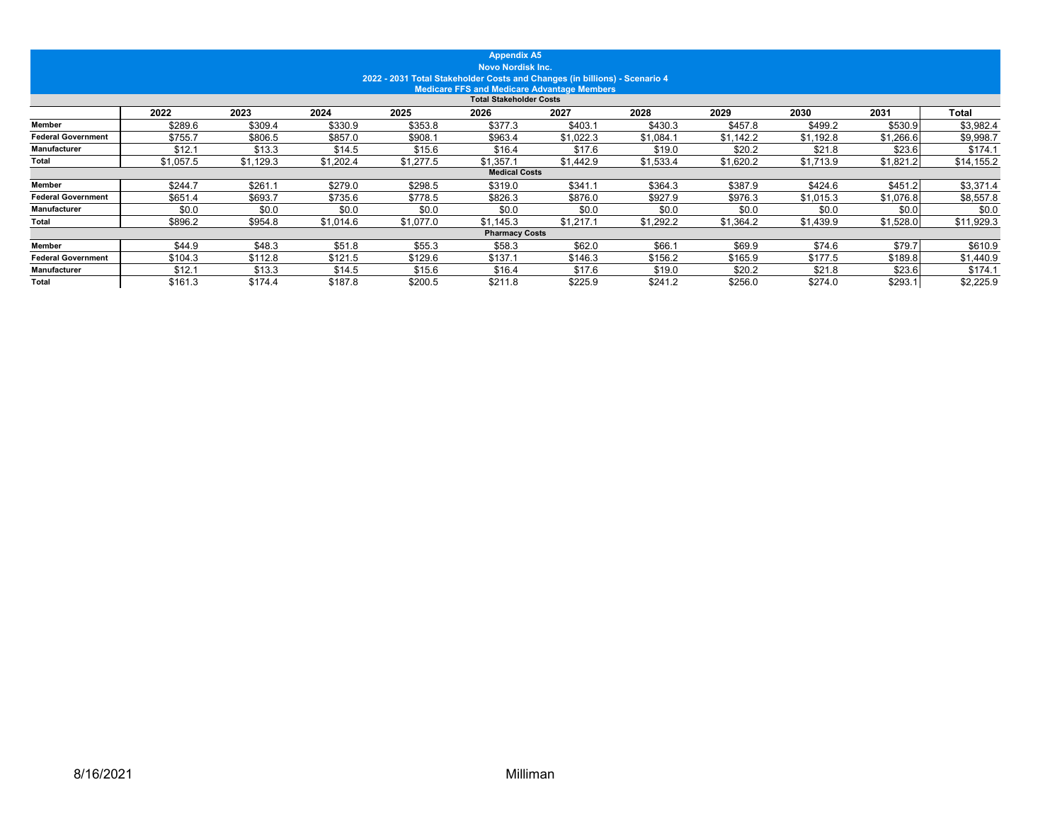## Appendix A5
## Novo Nordisk Inc.
### 2022 - 2031 Total Stakeholder Costs and Changes (in billions) - Scenario 4
### Medicare FFS and Medicare Advantage Members

| | 2022 | 2023 | 2024 | 2025 | 2026 | 2027 | 2028 | 2029 | 2030 | 2031 | Total |
|---|---|---|---|---|---|---|---|---|---|---|---|
| **Total Stakeholder Costs** | | | | | | | | | | | |
| **Member** | $289.6 | $309.4 | $330.9 | $353.8 | $377.3 | $403.1 | $430.3 | $457.8 | $499.2 | $530.9 | $3,982.4 |
| **Federal Government** | $755.7 | $806.5 | $857.0 | $908.1 | $963.4 | $1,022.3 | $1,084.1 | $1,142.2 | $1,192.8 | $1,266.6 | $9,998.7 |
| **Manufacturer** | $12.1 | $13.3 | $14.5 | $15.6 | $16.4 | $17.6 | $19.0 | $20.2 | $21.8 | $23.6 | $174.1 |
| **Total** | $1,057.5 | $1,129.3 | $1,202.4 | $1,277.5 | $1,357.1 | $1,442.9 | $1,533.4 | $1,620.2 | $1,713.9 | $1,821.2 | $14,155.2 |
| **Medical Costs** | | | | | | | | | | | |
| **Member** | $244.7 | $261.1 | $279.0 | $298.5 | $319.0 | $341.1 | $364.3 | $387.9 | $424.6 | $451.2 | $3,371.4 |
| **Federal Government** | $651.4 | $693.7 | $735.6 | $778.5 | $826.3 | $876.0 | $927.9 | $976.3 | $1,015.3 | $1,076.8 | $8,557.8 |
| **Manufacturer** | $0.0 | $0.0 | $0.0 | $0.0 | $0.0 | $0.0 | $0.0 | $0.0 | $0.0 | $0.0 | $0.0 |
| **Total** | $896.2 | $954.8 | $1,014.6 | $1,077.0 | $1,145.3 | $1,217.1 | $1,292.2 | $1,364.2 | $1,439.9 | $1,528.0 | $11,929.3 |
| **Pharmacy Costs** | | | | | | | | | | | |
| **Member** | $44.9 | $48.3 | $51.8 | $55.3 | $58.3 | $62.0 | $66.1 | $69.9 | $74.6 | $79.7 | $610.9 |
| **Federal Government** | $104.3 | $112.8 | $121.5 | $129.6 | $137.1 | $146.3 | $156.2 | $165.9 | $177.5 | $189.8 | $1,440.9 |
| **Manufacturer** | $12.1 | $13.3 | $14.5 | $15.6 | $16.4 | $17.6 | $19.0 | $20.2 | $21.8 | $23.6 | $174.1 |
| **Total** | $161.3 | $174.4 | $187.8 | $200.5 | $211.8 | $225.9 | $241.2 | $256.0 | $274.0 | $293.1 | $2,225.9 |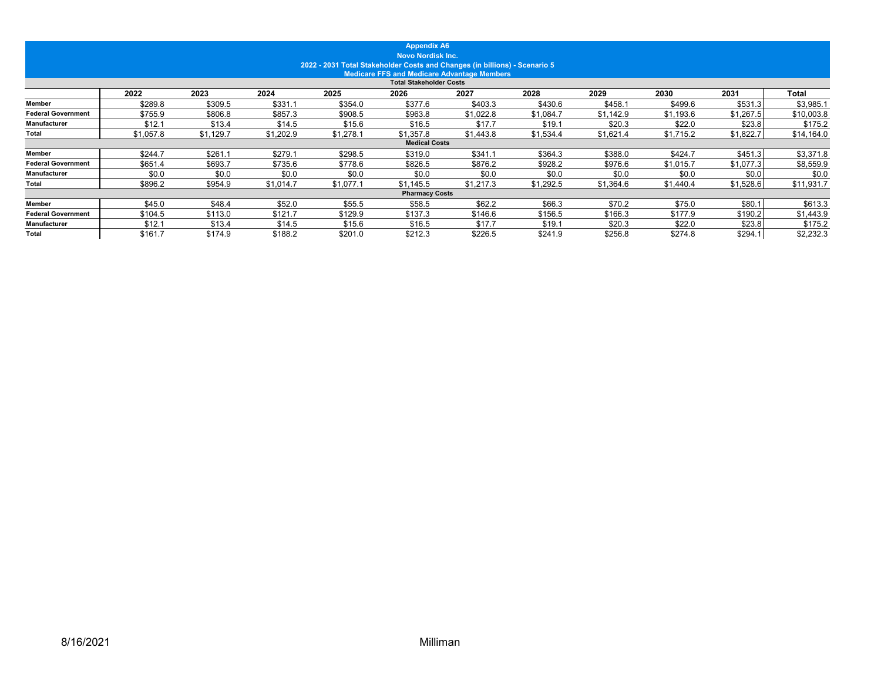**Appendix A6**
**Novo Nordisk Inc.**
**2022 - 2031 Total Stakeholder Costs and Changes (in billions) - Scenario 5**
**Medicare FFS and Medicare Advantage Members**

| | 2022 | 2023 | 2024 | 2025 | 2026 | 2027 | 2028 | 2029 | 2030 | 2031 | Total |
|---|---|---|---|---|---|---|---|---|---|---|---|
| **Total Stakeholder Costs** | | | | | | | | | | | |
| **Member** | $289.8 | $309.5 | $331.1 | $354.0 | $377.6 | $403.3 | $430.6 | $458.1 | $499.6 | $531.3 | $3,985.1 |
| **Federal Government** | $755.9 | $806.8 | $857.3 | $908.5 | $963.8 | $1,022.8 | $1,084.7 | $1,142.9 | $1,193.6 | $1,267.5 | $10,003.8 |
| **Manufacturer** | $12.1 | $13.4 | $14.5 | $15.6 | $16.5 | $17.7 | $19.1 | $20.3 | $22.0 | $23.8 | $175.2 |
| **Total** | $1,057.8 | $1,129.7 | $1,202.9 | $1,278.1 | $1,357.8 | $1,443.8 | $1,534.4 | $1,621.4 | $1,715.2 | $1,822.7 | $14,164.0 |
| **Medical Costs** | | | | | | | | | | | |
| **Member** | $244.7 | $261.1 | $279.1 | $298.5 | $319.0 | $341.1 | $364.3 | $388.0 | $424.7 | $451.3 | $3,371.8 |
| **Federal Government** | $651.4 | $693.7 | $735.6 | $778.6 | $826.5 | $876.2 | $928.2 | $976.6 | $1,015.7 | $1,077.3 | $8,559.9 |
| **Manufacturer** | $0.0 | $0.0 | $0.0 | $0.0 | $0.0 | $0.0 | $0.0 | $0.0 | $0.0 | $0.0 | $0.0 |
| **Total** | $896.2 | $954.9 | $1,014.7 | $1,077.1 | $1,145.5 | $1,217.3 | $1,292.5 | $1,364.6 | $1,440.4 | $1,528.6 | $11,931.7 |
| **Pharmacy Costs** | | | | | | | | | | | |
| **Member** | $45.0 | $48.4 | $52.0 | $55.5 | $58.5 | $62.2 | $66.3 | $70.2 | $75.0 | $80.1 | $613.3 |
| **Federal Government** | $104.5 | $113.0 | $121.7 | $129.9 | $137.3 | $146.6 | $156.5 | $166.3 | $177.9 | $190.2 | $1,443.9 |
| **Manufacturer** | $12.1 | $13.4 | $14.5 | $15.6 | $16.5 | $17.7 | $19.1 | $20.3 | $22.0 | $23.8 | $175.2 |
| **Total** | $161.7 | $174.9 | $188.2 | $201.0 | $212.3 | $226.5 | $241.9 | $256.8 | $274.8 | $294.1 | $2,232.3 |

8/16/2021 Milliman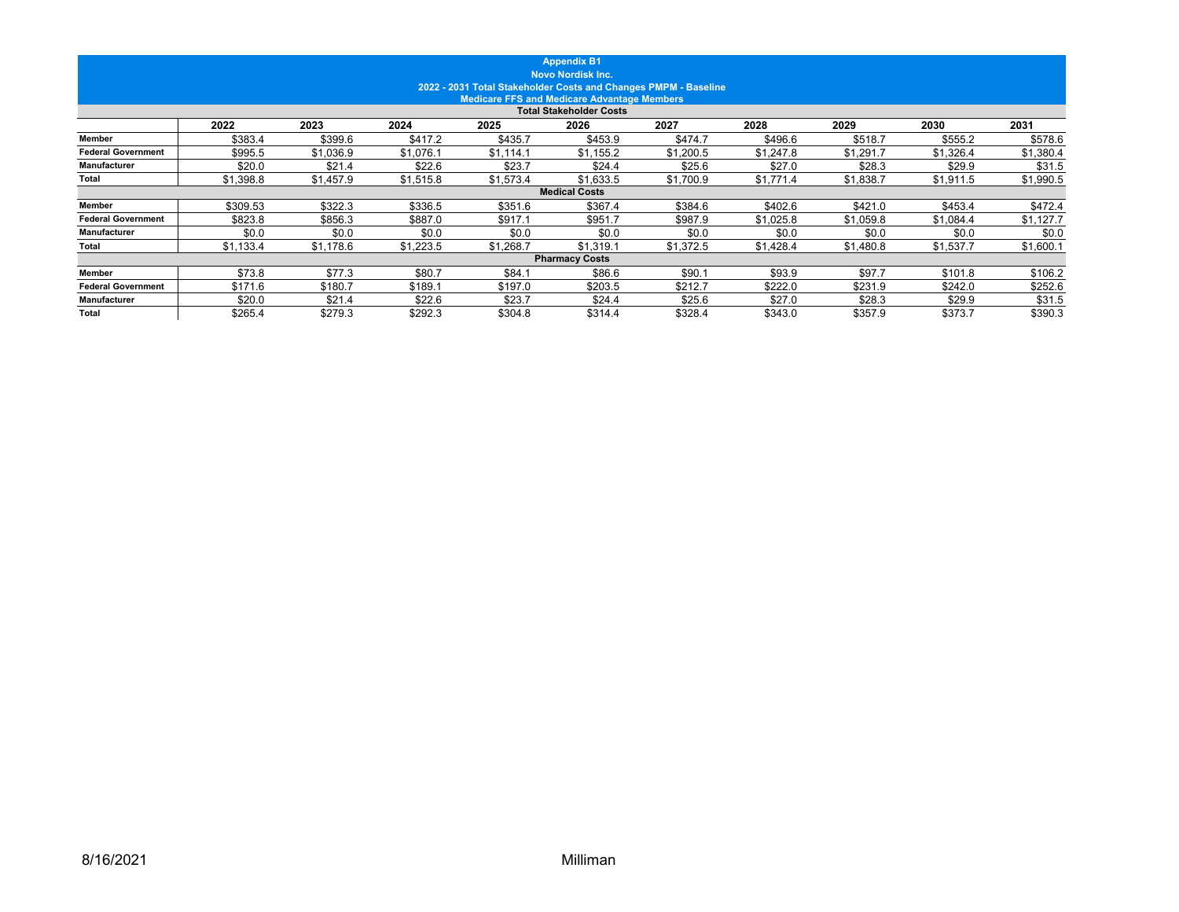**Appendix B1**
**Novo Nordisk Inc.**
**2022 - 2031 Total Stakeholder Costs and Changes PMPM - Baseline**
**Medicare FFS and Medicare Advantage Members**

| | 2022 | 2023 | 2024 | 2025 | 2026 | 2027 | 2028 | 2029 | 2030 | 2031 |
|---|---|---|---|---|---|---|---|---|---|---|
| **Total Stakeholder Costs** | | | | | | | | | | |
| **Member** | $383.4 | $399.6 | $417.2 | $435.7 | $453.9 | $474.7 | $496.6 | $518.7 | $555.2 | $578.6 |
| **Federal Government** | $995.5 | $1,036.9 | $1,076.1 | $1,114.1 | $1,155.2 | $1,200.5 | $1,247.8 | $1,291.7 | $1,326.4 | $1,380.4 |
| **Manufacturer** | $20.0 | $21.4 | $22.6 | $23.7 | $24.4 | $25.6 | $27.0 | $28.3 | $29.9 | $31.5 |
| **Total** | $1,398.8 | $1,457.9 | $1,515.8 | $1,573.4 | $1,633.5 | $1,700.9 | $1,771.4 | $1,838.7 | $1,911.5 | $1,990.5 |
| **Medical Costs** | | | | | | | | | | |
| **Member** | $309.53 | $322.3 | $336.5 | $351.6 | $367.4 | $384.6 | $402.6 | $421.0 | $453.4 | $472.4 |
| **Federal Government** | $823.8 | $856.3 | $887.0 | $917.1 | $951.7 | $987.9 | $1,025.8 | $1,059.8 | $1,084.4 | $1,127.7 |
| **Manufacturer** | $0.0 | $0.0 | $0.0 | $0.0 | $0.0 | $0.0 | $0.0 | $0.0 | $0.0 | $0.0 |
| **Total** | $1,133.4 | $1,178.6 | $1,223.5 | $1,268.7 | $1,319.1 | $1,372.5 | $1,428.4 | $1,480.8 | $1,537.7 | $1,600.1 |
| **Pharmacy Costs** | | | | | | | | | | |
| **Member** | $73.8 | $77.3 | $80.7 | $84.1 | $86.6 | $90.1 | $93.9 | $97.7 | $101.8 | $106.2 |
| **Federal Government** | $171.6 | $180.7 | $189.1 | $197.0 | $203.5 | $212.7 | $222.0 | $231.9 | $242.0 | $252.6 |
| **Manufacturer** | $20.0 | $21.4 | $22.6 | $23.7 | $24.4 | $25.6 | $27.0 | $28.3 | $29.9 | $31.5 |
| **Total** | $265.4 | $279.3 | $292.3 | $304.8 | $314.4 | $328.4 | $343.0 | $357.9 | $373.7 | $390.3 |

8/16/2021

Milliman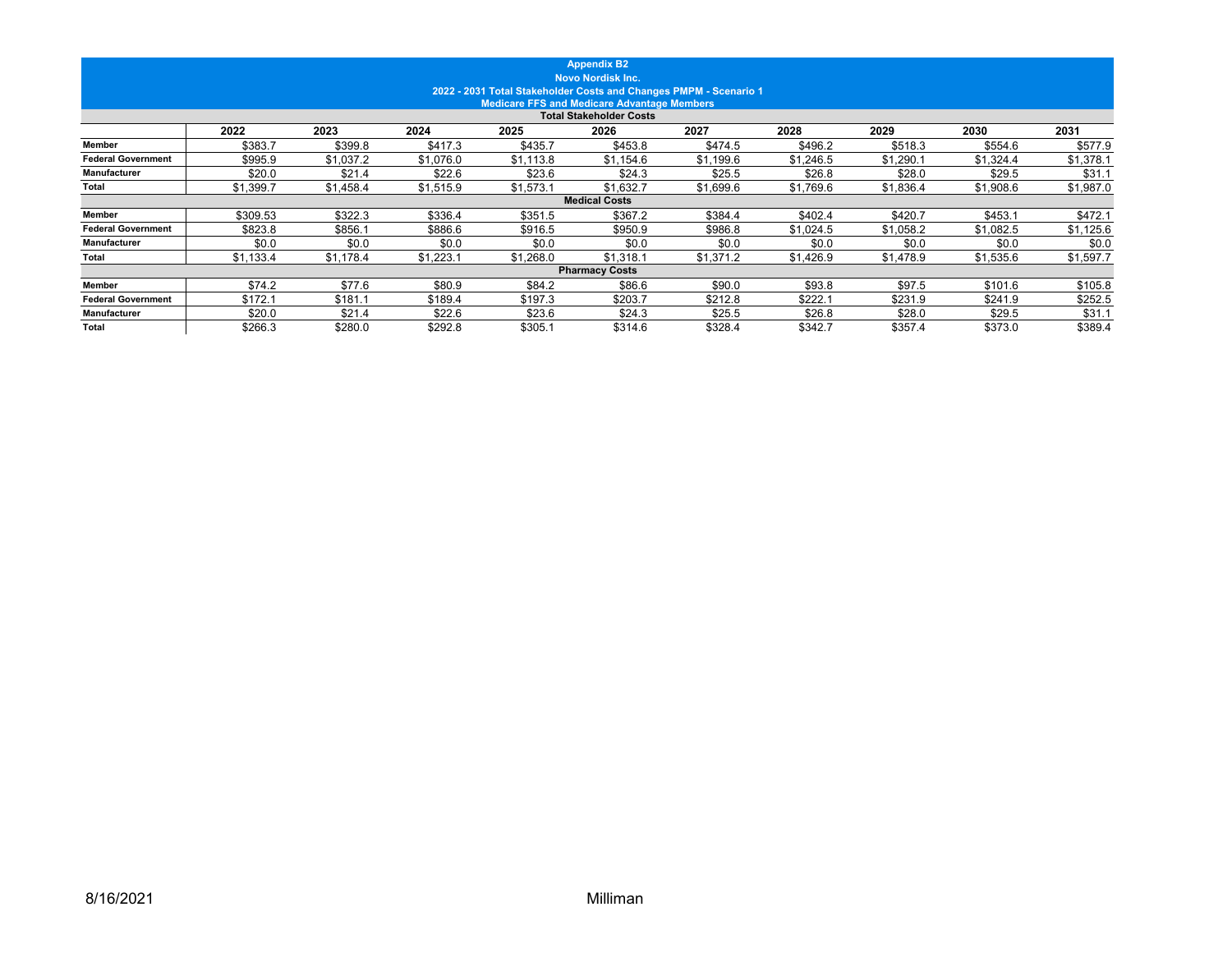**Appendix B2**
**Novo Nordisk Inc.**
**2022 - 2031 Total Stakeholder Costs and Changes PMPM - Scenario 1**
**Medicare FFS and Medicare Advantage Members**

| | 2022 | 2023 | 2024 | 2025 | 2026 | 2027 | 2028 | 2029 | 2030 | 2031 |
|---|---|---|---|---|---|---|---|---|---|---|
| **Total Stakeholder Costs** | | | | | | | | | | |
| **Member** | $383.7 | $399.8 | $417.3 | $435.7 | $453.8 | $474.5 | $496.2 | $518.3 | $554.6 | $577.9 |
| **Federal Government** | $995.9 | $1,037.2 | $1,076.0 | $1,113.8 | $1,154.6 | $1,199.6 | $1,246.5 | $1,290.1 | $1,324.4 | $1,378.1 |
| **Manufacturer** | $20.0 | $21.4 | $22.6 | $23.6 | $24.3 | $25.5 | $26.8 | $28.0 | $29.5 | $31.1 |
| **Total** | $1,399.7 | $1,458.4 | $1,515.9 | $1,573.1 | $1,632.7 | $1,699.6 | $1,769.6 | $1,836.4 | $1,908.6 | $1,987.0 |
| **Medical Costs** | | | | | | | | | | |
| **Member** | $309.53 | $322.3 | $336.4 | $351.5 | $367.2 | $384.4 | $402.4 | $420.7 | $453.1 | $472.1 |
| **Federal Government** | $823.8 | $856.1 | $886.6 | $916.5 | $950.9 | $986.8 | $1,024.5 | $1,058.2 | $1,082.5 | $1,125.6 |
| **Manufacturer** | $0.0 | $0.0 | $0.0 | $0.0 | $0.0 | $0.0 | $0.0 | $0.0 | $0.0 | $0.0 |
| **Total** | $1,133.4 | $1,178.4 | $1,223.1 | $1,268.0 | $1,318.1 | $1,371.2 | $1,426.9 | $1,478.9 | $1,535.6 | $1,597.7 |
| **Pharmacy Costs** | | | | | | | | | | |
| **Member** | $74.2 | $77.6 | $80.9 | $84.2 | $86.6 | $90.0 | $93.8 | $97.5 | $101.6 | $105.8 |
| **Federal Government** | $172.1 | $181.1 | $189.4 | $197.3 | $203.7 | $212.8 | $222.1 | $231.9 | $241.9 | $252.5 |
| **Manufacturer** | $20.0 | $21.4 | $22.6 | $23.6 | $24.3 | $25.5 | $26.8 | $28.0 | $29.5 | $31.1 |
| **Total** | $266.3 | $280.0 | $292.8 | $305.1 | $314.6 | $328.4 | $342.7 | $357.4 | $373.0 | $389.4 |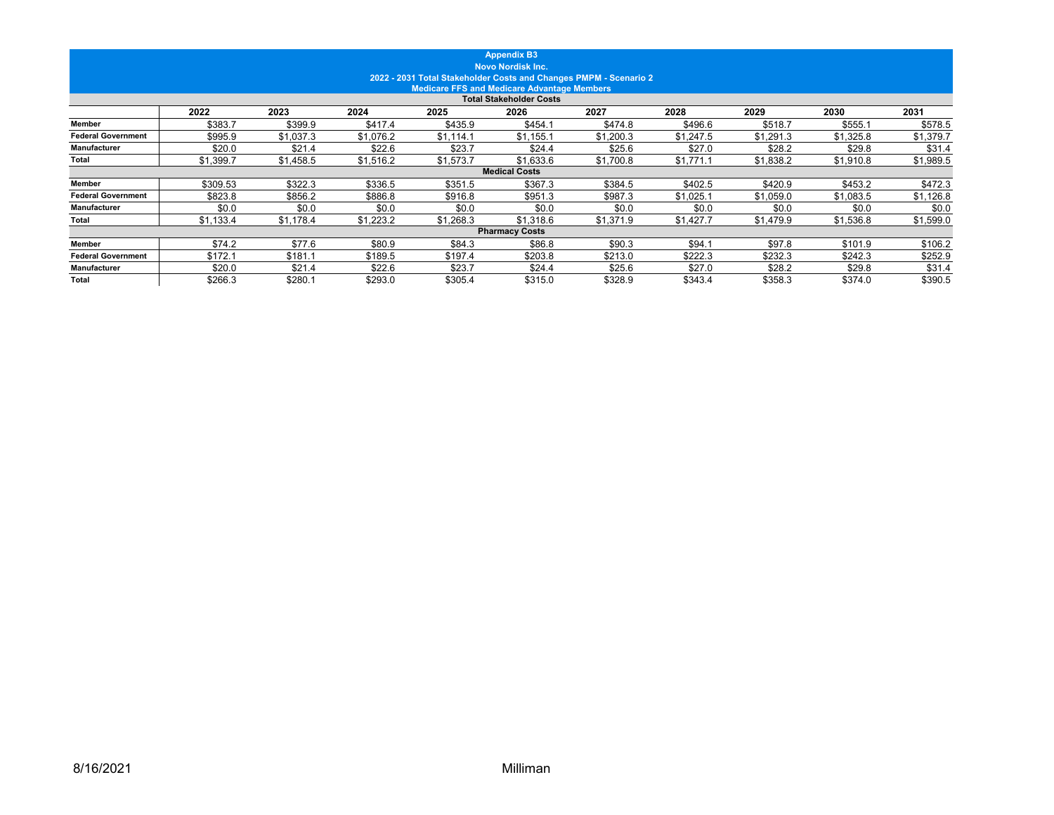# Appendix B3

## Novo Nordisk Inc.

### 2022 - 2031 Total Stakeholder Costs and Changes PMPM - Scenario 2

### Medicare FFS and Medicare Advantage Members

| | 2022 | 2023 | 2024 | 2025 | 2026 | 2027 | 2028 | 2029 | 2030 | 2031 |
|---|---|---|---|---|---|---|---|---|---|---|
| **Total Stakeholder Costs** | | | | | | | | | | |
| **Member** | $383.7 | $399.9 | $417.4 | $435.9 | $454.1 | $474.8 | $496.6 | $518.7 | $555.1 | $578.5 |
| **Federal Government** | $995.9 | $1,037.3 | $1,076.2 | $1,114.1 | $1,155.1 | $1,200.3 | $1,247.5 | $1,291.3 | $1,325.8 | $1,379.7 |
| **Manufacturer** | $20.0 | $21.4 | $22.6 | $23.7 | $24.4 | $25.6 | $27.0 | $28.2 | $29.8 | $31.4 |
| **Total** | $1,399.7 | $1,458.5 | $1,516.2 | $1,573.7 | $1,633.6 | $1,700.8 | $1,771.1 | $1,838.2 | $1,910.8 | $1,989.5 |
| **Medical Costs** | | | | | | | | | | |
| **Member** | $309.53 | $322.3 | $336.5 | $351.5 | $367.3 | $384.5 | $402.5 | $420.9 | $453.2 | $472.3 |
| **Federal Government** | $823.8 | $856.2 | $886.8 | $916.8 | $951.3 | $987.3 | $1,025.1 | $1,059.0 | $1,083.5 | $1,126.8 |
| **Manufacturer** | $0.0 | $0.0 | $0.0 | $0.0 | $0.0 | $0.0 | $0.0 | $0.0 | $0.0 | $0.0 |
| **Total** | $1,133.4 | $1,178.4 | $1,223.2 | $1,268.3 | $1,318.6 | $1,371.9 | $1,427.7 | $1,479.9 | $1,536.8 | $1,599.0 |
| **Pharmacy Costs** | | | | | | | | | | |
| **Member** | $74.2 | $77.6 | $80.9 | $84.3 | $86.8 | $90.3 | $94.1 | $97.8 | $101.9 | $106.2 |
| **Federal Government** | $172.1 | $181.1 | $189.5 | $197.4 | $203.8 | $213.0 | $222.3 | $232.3 | $242.3 | $252.9 |
| **Manufacturer** | $20.0 | $21.4 | $22.6 | $23.7 | $24.4 | $25.6 | $27.0 | $28.2 | $29.8 | $31.4 |
| **Total** | $266.3 | $280.1 | $293.0 | $305.4 | $315.0 | $328.9 | $343.4 | $358.3 | $374.0 | $390.5 |

8/16/2021 Milliman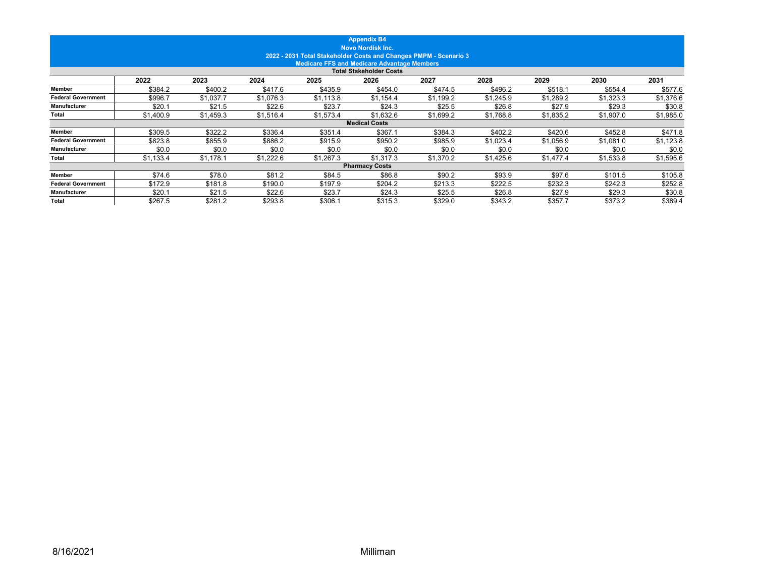**Appendix B4**
**Novo Nordisk Inc.**
**2022 - 2031 Total Stakeholder Costs and Changes PMPM - Scenario 3**
**Medicare FFS and Medicare Advantage Members**

| | 2022 | 2023 | 2024 | 2025 | 2026 | 2027 | 2028 | 2029 | 2030 | 2031 |
|---|---|---|---|---|---|---|---|---|---|---|
| **Total Stakeholder Costs** | | | | | | | | | | |
| **Member** | $384.2 | $400.2 | $417.6 | $435.9 | $454.0 | $474.5 | $496.2 | $518.1 | $554.4 | $577.6 |
| **Federal Government** | $996.7 | $1,037.7 | $1,076.3 | $1,113.8 | $1,154.4 | $1,199.2 | $1,245.9 | $1,289.2 | $1,323.3 | $1,376.6 |
| **Manufacturer** | $20.1 | $21.5 | $22.6 | $23.7 | $24.3 | $25.5 | $26.8 | $27.9 | $29.3 | $30.8 |
| **Total** | $1,400.9 | $1,459.3 | $1,516.4 | $1,573.4 | $1,632.6 | $1,699.2 | $1,768.8 | $1,835.2 | $1,907.0 | $1,985.0 |
| **Medical Costs** | | | | | | | | | | |
| **Member** | $309.5 | $322.2 | $336.4 | $351.4 | $367.1 | $384.3 | $402.2 | $420.6 | $452.8 | $471.8 |
| **Federal Government** | $823.8 | $855.9 | $886.2 | $915.9 | $950.2 | $985.9 | $1,023.4 | $1,056.9 | $1,081.0 | $1,123.8 |
| **Manufacturer** | $0.0 | $0.0 | $0.0 | $0.0 | $0.0 | $0.0 | $0.0 | $0.0 | $0.0 | $0.0 |
| **Total** | $1,133.4 | $1,178.1 | $1,222.6 | $1,267.3 | $1,317.3 | $1,370.2 | $1,425.6 | $1,477.4 | $1,533.8 | $1,595.6 |
| **Pharmacy Costs** | | | | | | | | | | |
| **Member** | $74.6 | $78.0 | $81.2 | $84.5 | $86.8 | $90.2 | $93.9 | $97.6 | $101.5 | $105.8 |
| **Federal Government** | $172.9 | $181.8 | $190.0 | $197.9 | $204.2 | $213.3 | $222.5 | $232.3 | $242.3 | $252.8 |
| **Manufacturer** | $20.1 | $21.5 | $22.6 | $23.7 | $24.3 | $25.5 | $26.8 | $27.9 | $29.3 | $30.8 |
| **Total** | $267.5 | $281.2 | $293.8 | $306.1 | $315.3 | $329.0 | $343.2 | $357.7 | $373.2 | $389.4 |

8/16/2021 Milliman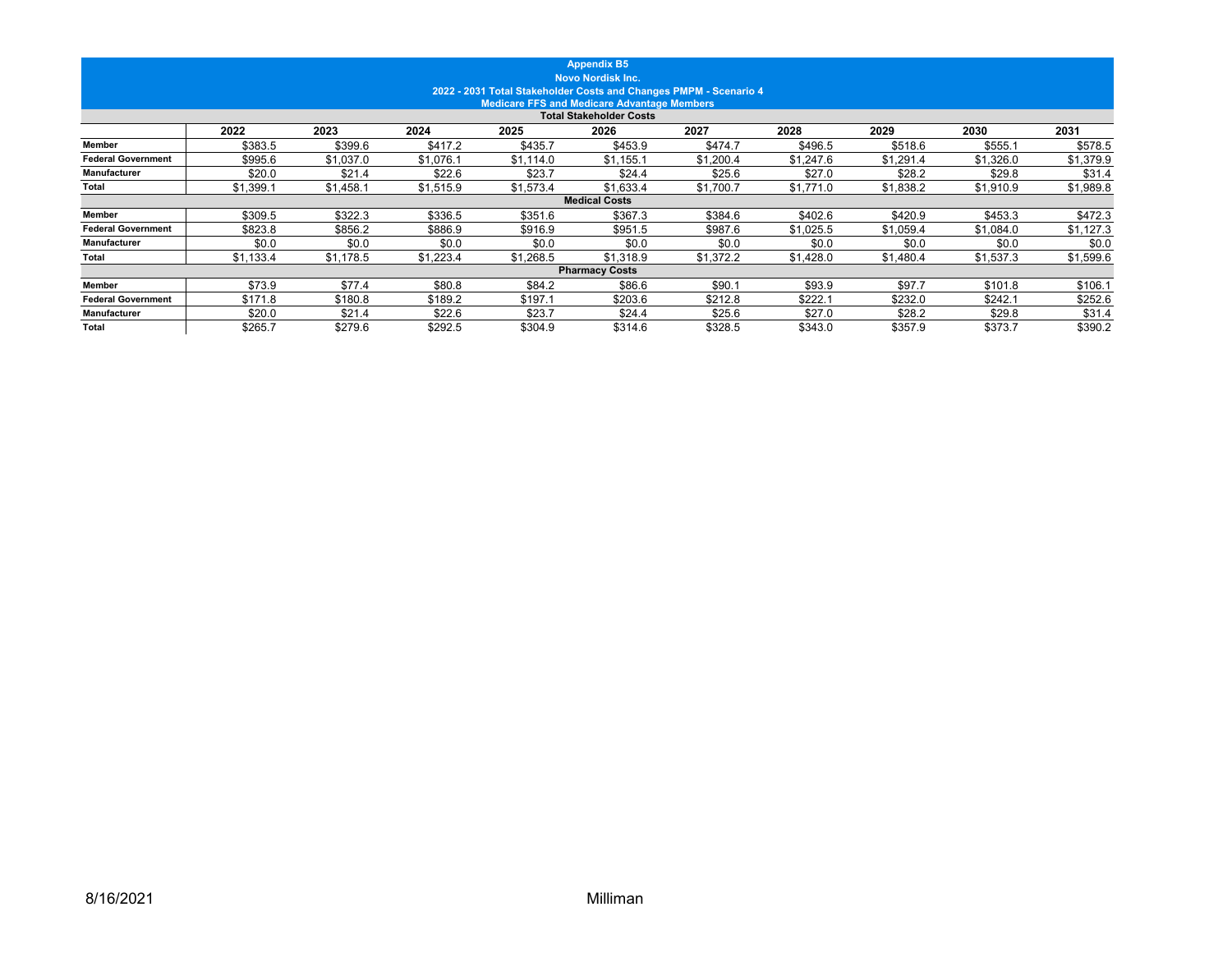**Appendix B5**
**Novo Nordisk Inc.**
**2022 - 2031 Total Stakeholder Costs and Changes PMPM - Scenario 4**
**Medicare FFS and Medicare Advantage Members**

| | 2022 | 2023 | 2024 | 2025 | 2026 | 2027 | 2028 | 2029 | 2030 | 2031 |
|---|---|---|---|---|---|---|---|---|---|---|
| **Total Stakeholder Costs** | | | | | | | | | | |
| **Member** | $383.5 | $399.6 | $417.2 | $435.7 | $453.9 | $474.7 | $496.5 | $518.6 | $555.1 | $578.5 |
| **Federal Government** | $995.6 | $1,037.0 | $1,076.1 | $1,114.0 | $1,155.1 | $1,200.4 | $1,247.6 | $1,291.4 | $1,326.0 | $1,379.9 |
| **Manufacturer** | $20.0 | $21.4 | $22.6 | $23.7 | $24.4 | $25.6 | $27.0 | $28.2 | $29.8 | $31.4 |
| **Total** | $1,399.1 | $1,458.1 | $1,515.9 | $1,573.4 | $1,633.4 | $1,700.7 | $1,771.0 | $1,838.2 | $1,910.9 | $1,989.8 |
| **Medical Costs** | | | | | | | | | | |
| **Member** | $309.5 | $322.3 | $336.5 | $351.6 | $367.3 | $384.6 | $402.6 | $420.9 | $453.3 | $472.3 |
| **Federal Government** | $823.8 | $856.2 | $886.9 | $916.9 | $951.5 | $987.6 | $1,025.5 | $1,059.4 | $1,084.0 | $1,127.3 |
| **Manufacturer** | $0.0 | $0.0 | $0.0 | $0.0 | $0.0 | $0.0 | $0.0 | $0.0 | $0.0 | $0.0 |
| **Total** | $1,133.4 | $1,178.5 | $1,223.4 | $1,268.5 | $1,318.9 | $1,372.2 | $1,428.0 | $1,480.4 | $1,537.3 | $1,599.6 |
| **Pharmacy Costs** | | | | | | | | | | |
| **Member** | $73.9 | $77.4 | $80.8 | $84.2 | $86.6 | $90.1 | $93.9 | $97.7 | $101.8 | $106.1 |
| **Federal Government** | $171.8 | $180.8 | $189.2 | $197.1 | $203.6 | $212.8 | $222.1 | $232.0 | $242.1 | $252.6 |
| **Manufacturer** | $20.0 | $21.4 | $22.6 | $23.7 | $24.4 | $25.6 | $27.0 | $28.2 | $29.8 | $31.4 |
| **Total** | $265.7 | $279.6 | $292.5 | $304.9 | $314.6 | $328.5 | $343.0 | $357.9 | $373.7 | $390.2 |

8/16/2021 Milliman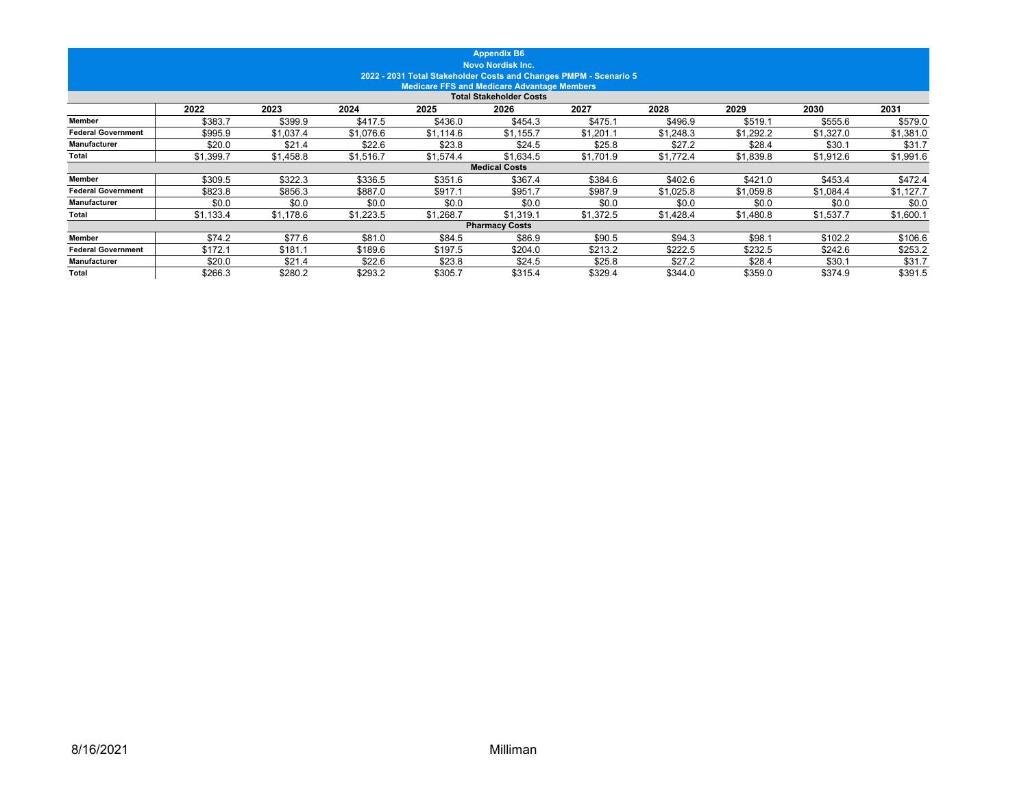**Appendix B6**
**Novo Nordisk Inc.**
**2022 - 2031 Total Stakeholder Costs and Changes PMPM - Scenario 5**
**Medicare FFS and Medicare Advantage Members**

| | 2022 | 2023 | 2024 | 2025 | 2026 | 2027 | 2028 | 2029 | 2030 | 2031 |
|---|---|---|---|---|---|---|---|---|---|---|
| **Total Stakeholder Costs** | | | | | | | | | | |
| **Member** | $383.7 | $399.9 | $417.5 | $436.0 | $454.3 | $475.1 | $496.9 | $519.1 | $555.6 | $579.0 |
| **Federal Government** | $995.9 | $1,037.4 | $1,076.6 | $1,114.6 | $1,155.7 | $1,201.1 | $1,248.3 | $1,292.2 | $1,327.0 | $1,381.0 |
| **Manufacturer** | $20.0 | $21.4 | $22.6 | $23.8 | $24.5 | $25.8 | $27.2 | $28.4 | $30.1 | $31.7 |
| **Total** | $1,399.7 | $1,458.8 | $1,516.7 | $1,574.4 | $1,634.5 | $1,701.9 | $1,772.4 | $1,839.8 | $1,912.6 | $1,991.6 |
| **Medical Costs** | | | | | | | | | | |
| **Member** | $309.5 | $322.3 | $336.5 | $351.6 | $367.4 | $384.6 | $402.6 | $421.0 | $453.4 | $472.4 |
| **Federal Government** | $823.8 | $856.3 | $887.0 | $917.1 | $951.7 | $987.9 | $1,025.8 | $1,059.8 | $1,084.4 | $1,127.7 |
| **Manufacturer** | $0.0 | $0.0 | $0.0 | $0.0 | $0.0 | $0.0 | $0.0 | $0.0 | $0.0 | $0.0 |
| **Total** | $1,133.4 | $1,178.6 | $1,223.5 | $1,268.7 | $1,319.1 | $1,372.5 | $1,428.4 | $1,480.8 | $1,537.7 | $1,600.1 |
| **Pharmacy Costs** | | | | | | | | | | |
| **Member** | $74.2 | $77.6 | $81.0 | $84.5 | $86.9 | $90.5 | $94.3 | $98.1 | $102.2 | $106.6 |
| **Federal Government** | $172.1 | $181.1 | $189.6 | $197.5 | $204.0 | $213.2 | $222.5 | $232.5 | $242.6 | $253.2 |
| **Manufacturer** | $20.0 | $21.4 | $22.6 | $23.8 | $24.5 | $25.8 | $27.2 | $28.4 | $30.1 | $31.7 |
| **Total** | $266.3 | $280.2 | $293.2 | $305.7 | $315.4 | $329.4 | $344.0 | $359.0 | $374.9 | $391.5 |

8/16/2021

Milliman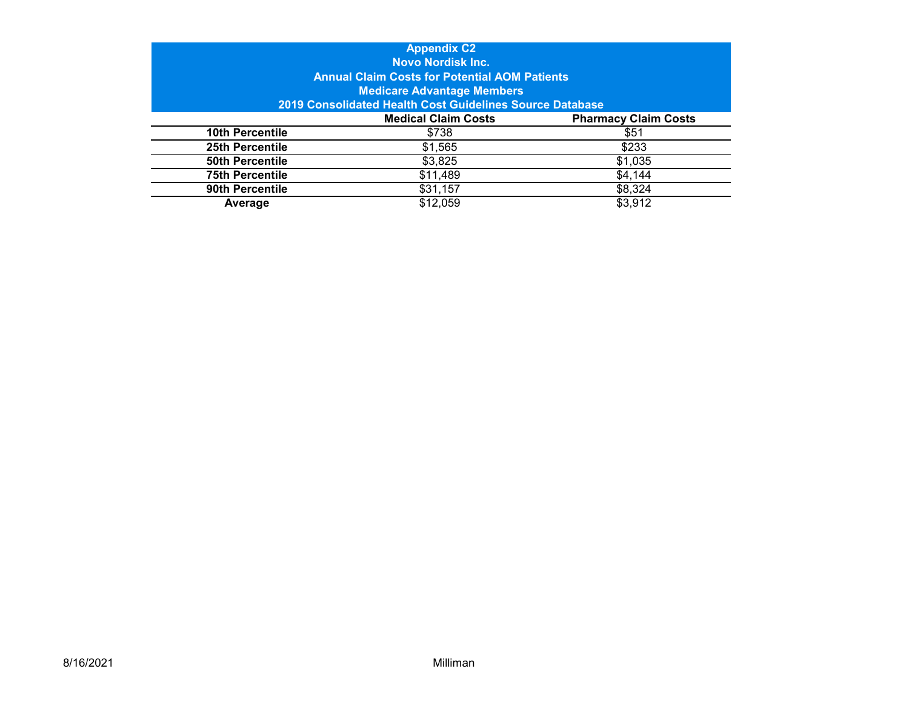**Appendix C2**
**Novo Nordisk Inc.**
**Annual Claim Costs for Potential AOM Patients**
**Medicare Advantage Members**
**2019 Consolidated Health Cost Guidelines Source Database**

| | Medical Claim Costs | Pharmacy Claim Costs |
|---|---|---|
| **10th Percentile** | $738 | $51 |
| **25th Percentile** | $1,565 | $233 |
| **50th Percentile** | $3,825 | $1,035 |
| **75th Percentile** | $11,489 | $4,144 |
| **90th Percentile** | $31,157 | $8,324 |
| **Average** | $12,059 | $3,912 |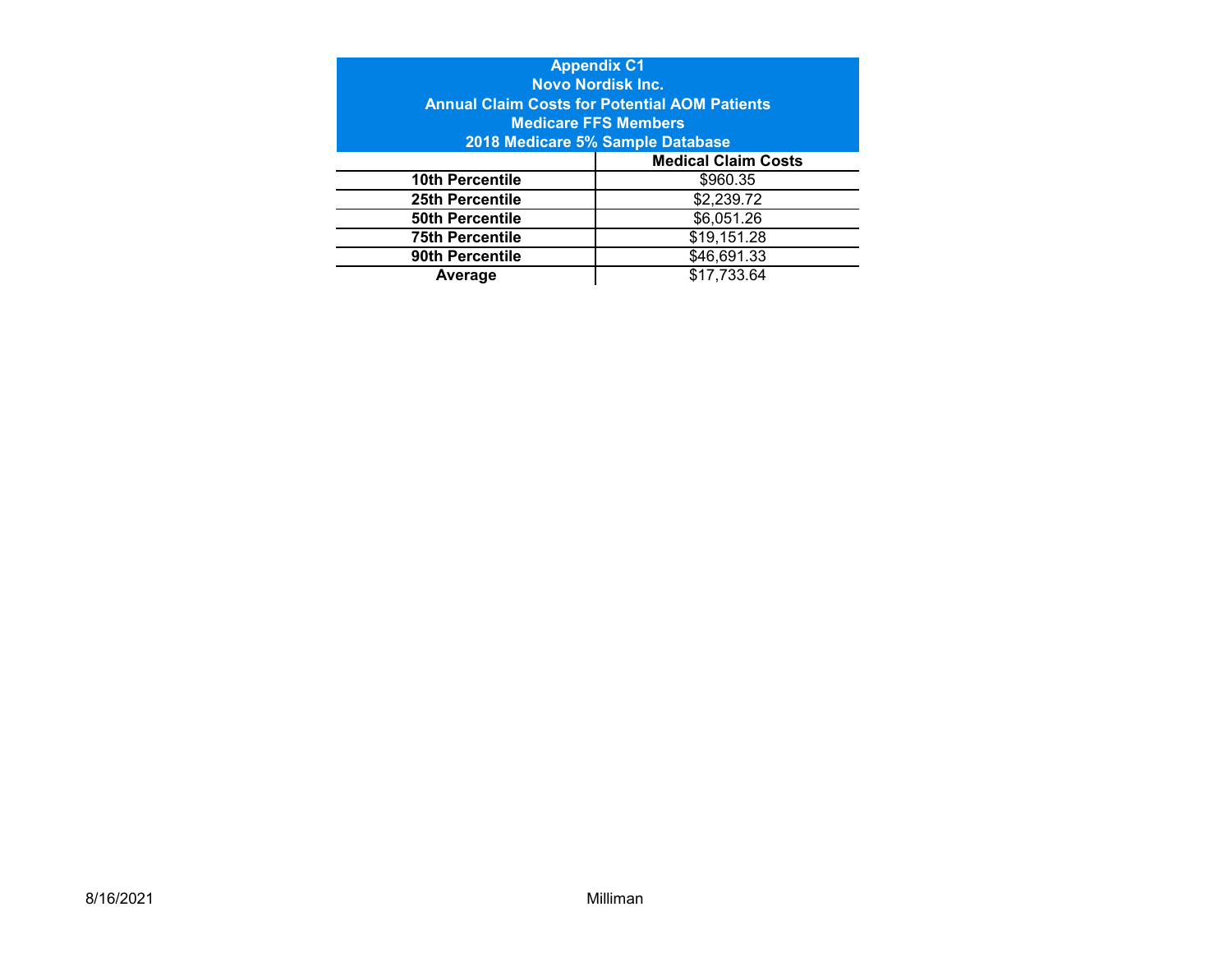**Appendix C1**
**Novo Nordisk Inc.**
**Annual Claim Costs for Potential AOM Patients**
**Medicare FFS Members**
**2018 Medicare 5% Sample Database**

| | Medical Claim Costs |
|---|---|
| **10th Percentile** | $960.35 |
| **25th Percentile** | $2,239.72 |
| **50th Percentile** | $6,051.26 |
| **75th Percentile** | $19,151.28 |
| **90th Percentile** | $46,691.33 |
| **Average** | $17,733.64 |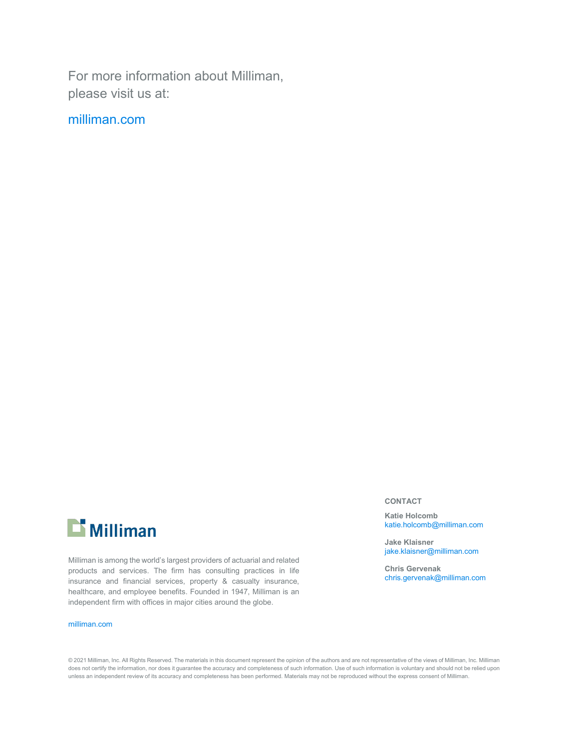For more information about Milliman, please visit us at:

milliman.com

Milliman

Milliman is among the world's largest providers of actuarial and related products and services. The firm has consulting practices in life insurance and financial services, property & casualty insurance, healthcare, and employee benefits. Founded in 1947, Milliman is an independent firm with offices in major cities around the globe.

milliman.com

**CONTACT**

**Katie Holcomb**
katie.holcomb@milliman.com

**Jake Klaisner**
jake.klaisner@milliman.com

**Chris Gervenak**
chris.gervenak@milliman.com

© 2021 Milliman, Inc. All Rights Reserved. The materials in this document represent the opinion of the authors and are not representative of the views of Milliman, Inc. Milliman does not certify the information, nor does it guarantee the accuracy and completeness of such information. Use of such information is voluntary and should not be relied upon unless an independent review of its accuracy and completeness has been performed. Materials may not be reproduced without the express consent of Milliman.